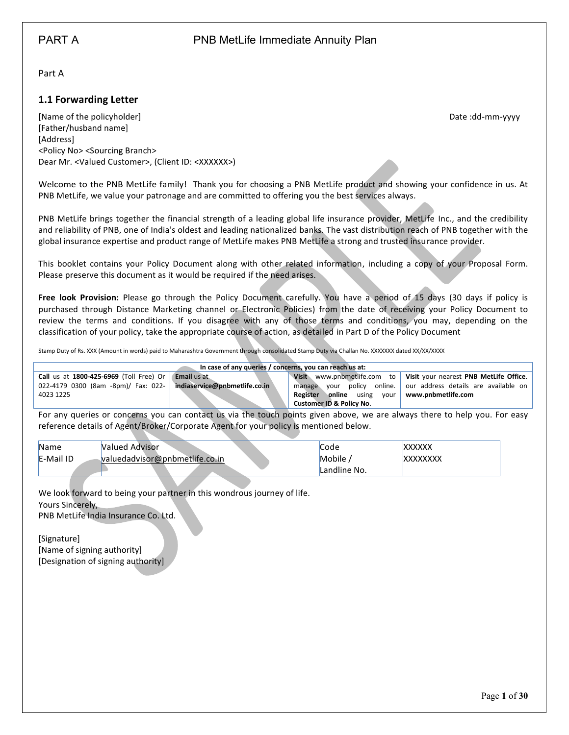PART A PNB MetLife Immediate Annuity Plan

Part A

## 1.1 Forwarding Letter

[Name of the policyholder] Date :dd-mm-yyyy
[Father/husband name]
[Address]
<Policy No> <Sourcing Branch>
Dear Mr. <Valued Customer>, (Client ID: <XXXXXX>)

Welcome to the PNB MetLife family! Thank you for choosing a PNB MetLife product and showing your confidence in us. At PNB MetLife, we value your patronage and are committed to offering you the best services always.

PNB MetLife brings together the financial strength of a leading global life insurance provider, MetLife Inc., and the credibility and reliability of PNB, one of India's oldest and leading nationalized banks. The vast distribution reach of PNB together with the global insurance expertise and product range of MetLife makes PNB MetLife a strong and trusted insurance provider.

This booklet contains your Policy Document along with other related information, including a copy of your Proposal Form. Please preserve this document as it would be required if the need arises.

**Free look Provision:** Please go through the Policy Document carefully. You have a period of 15 days (30 days if policy is purchased through Distance Marketing channel or Electronic Policies) from the date of receiving your Policy Document to review the terms and conditions. If you disagree with any of those terms and conditions, you may, depending on the classification of your policy, take the appropriate course of action, as detailed in Part D of the Policy Document

Stamp Duty of Rs. XXX (Amount in words) paid to Maharashtra Government through consolidated Stamp Duty via Challan No. XXXXXXX dated XX/XX/XXXX

| In case of any queries / concerns, you can reach us at: | | | |
|---|---|---|---|
| **Call** us at **1800-425-6969** (Toll Free) Or 022-4179 0300 (8am -8pm)/ Fax: 022-4023 1225 | **Email** us at **indiaservice@pnbmetlife.co.in** | **Visit** www.pnbmetlife.com to manage your policy online. **Register online** using your **Customer ID & Policy No**. | **Visit** your nearest **PNB MetLife Office**. our address details are available on **www.pnbmetlife.com** |

For any queries or concerns you can contact us via the touch points given above, we are always there to help you. For easy reference details of Agent/Broker/Corporate Agent for your policy is mentioned below.

| Name | Valued Advisor | Code | XXXXXX |
|---|---|---|---|
| E-Mail ID | valuedadvisor@pnbmetlife.co.in | Mobile / Landline No. | XXXXXXXX |

We look forward to being your partner in this wondrous journey of life.
Yours Sincerely,
PNB MetLife India Insurance Co. Ltd.

[Signature]
[Name of signing authority]
[Designation of signing authority]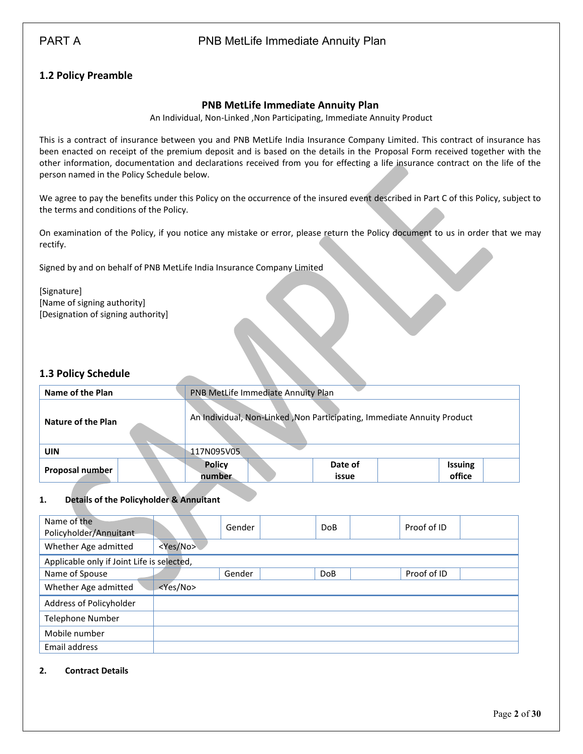PART A PNB MetLife Immediate Annuity Plan

## 1.2 Policy Preamble

### PNB MetLife Immediate Annuity Plan

An Individual, Non-Linked ,Non Participating, Immediate Annuity Product

This is a contract of insurance between you and PNB MetLife India Insurance Company Limited. This contract of insurance has been enacted on receipt of the premium deposit and is based on the details in the Proposal Form received together with the other information, documentation and declarations received from you for effecting a life insurance contract on the life of the person named in the Policy Schedule below.

We agree to pay the benefits under this Policy on the occurrence of the insured event described in Part C of this Policy, subject to the terms and conditions of the Policy.

On examination of the Policy, if you notice any mistake or error, please return the Policy document to us in order that we may rectify.

Signed by and on behalf of PNB MetLife India Insurance Company Limited

[Signature]
[Name of signing authority]
[Designation of signing authority]

## 1.3 Policy Schedule

| **Name of the Plan** | PNB MetLife Immediate Annuity Plan | | | | | | |
|---|---|---|---|---|---|---|---|
| **Nature of the Plan** | An Individual, Non-Linked ,Non Participating, Immediate Annuity Product | | | | | | |
| **UIN** | 117N095V05 | | | | | | |
| **Proposal number** | | **Policy number** | | **Date of issue** | | **Issuing office** | |

**1. Details of the Policyholder & Annuitant**

| Name of the Policyholder/Annuitant | | Gender | | DoB | | Proof of ID | |
|---|---|---|---|---|---|---|---|
| Whether Age admitted | <Yes/No> | | | | | | |
| Applicable only if Joint Life is selected, | | | | | | | |
| Name of Spouse | | Gender | | DoB | | Proof of ID | |
| Whether Age admitted | <Yes/No> | | | | | | |
| Address of Policyholder | | | | | | | |
| Telephone Number | | | | | | | |
| Mobile number | | | | | | | |
| Email address | | | | | | | |

**2. Contract Details**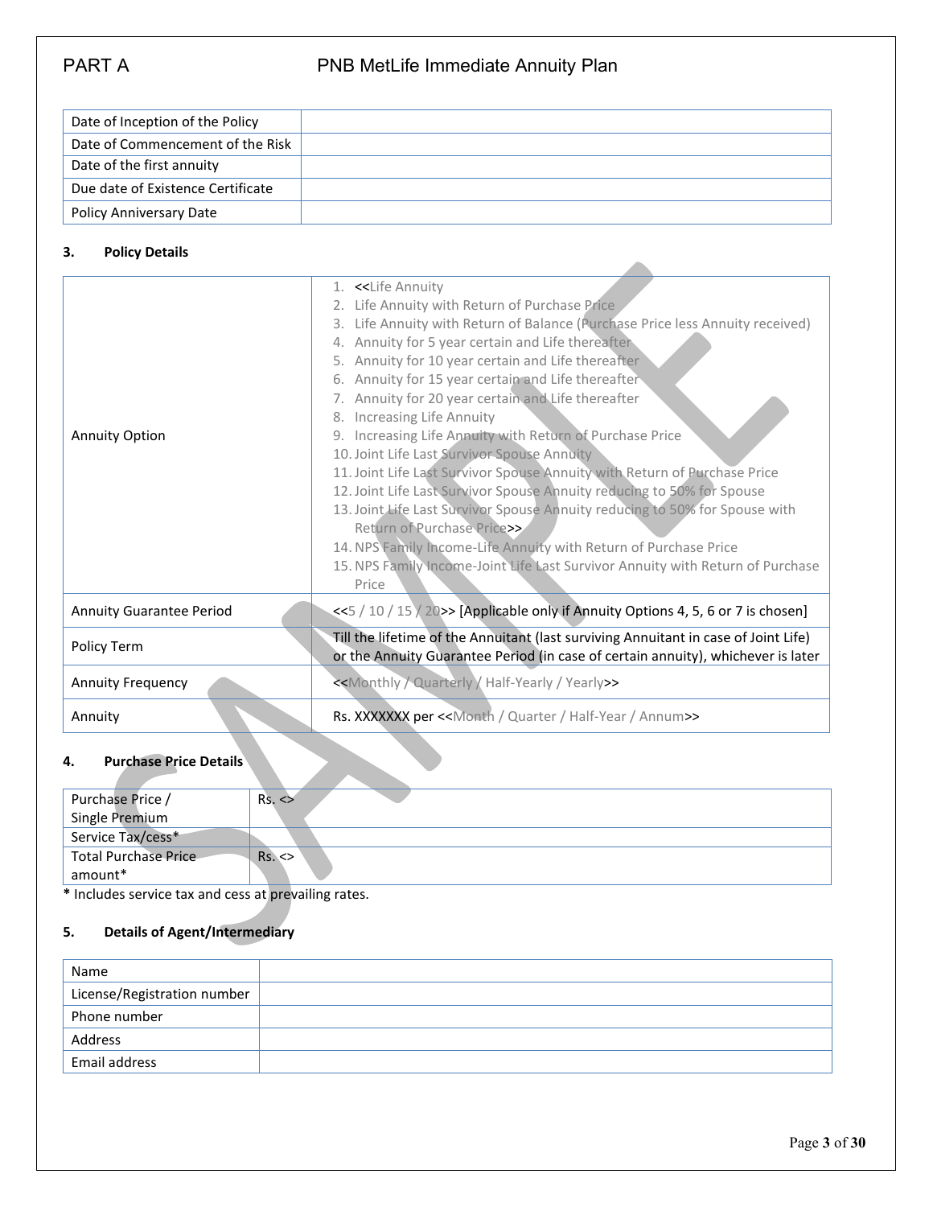PART A

# PNB MetLife Immediate Annuity Plan

| Date of Inception of the Policy | |
|---|---|
| Date of Commencement of the Risk | |
| Date of the first annuity | |
| Due date of Existence Certificate | |
| Policy Anniversary Date | |

### 3. Policy Details

| | |
|---|---|
| Annuity Option | 1. <<Life Annuity<br>2. Life Annuity with Return of Purchase Price<br>3. Life Annuity with Return of Balance (Purchase Price less Annuity received)<br>4. Annuity for 5 year certain and Life thereafter<br>5. Annuity for 10 year certain and Life thereafter<br>6. Annuity for 15 year certain and Life thereafter<br>7. Annuity for 20 year certain and Life thereafter<br>8. Increasing Life Annuity<br>9. Increasing Life Annuity with Return of Purchase Price<br>10. Joint Life Last Survivor Spouse Annuity<br>11. Joint Life Last Survivor Spouse Annuity with Return of Purchase Price<br>12. Joint Life Last Survivor Spouse Annuity reducing to 50% for Spouse<br>13. Joint Life Last Survivor Spouse Annuity reducing to 50% for Spouse with Return of Purchase Price>><br>14. NPS Family Income-Life Annuity with Return of Purchase Price<br>15. NPS Family Income-Joint Life Last Survivor Annuity with Return of Purchase Price |
| Annuity Guarantee Period | <<5 / 10 / 15 / 20>> [Applicable only if Annuity Options 4, 5, 6 or 7 is chosen] |
| Policy Term | Till the lifetime of the Annuitant (last surviving Annuitant in case of Joint Life) or the Annuity Guarantee Period (in case of certain annuity), whichever is later |
| Annuity Frequency | <<Monthly / Quarterly / Half-Yearly / Yearly>> |
| Annuity | Rs. XXXXXXX per <<Month / Quarter / Half-Year / Annum>> |

### 4. Purchase Price Details

| | |
|---|---|
| Purchase Price / Single Premium | Rs. <> |
| Service Tax/cess* | |
| Total Purchase Price amount* | Rs. <> |

**\*** Includes service tax and cess at prevailing rates.

### 5. Details of Agent/Intermediary

| | |
|---|---|
| Name | |
| License/Registration number | |
| Phone number | |
| Address | |
| Email address | |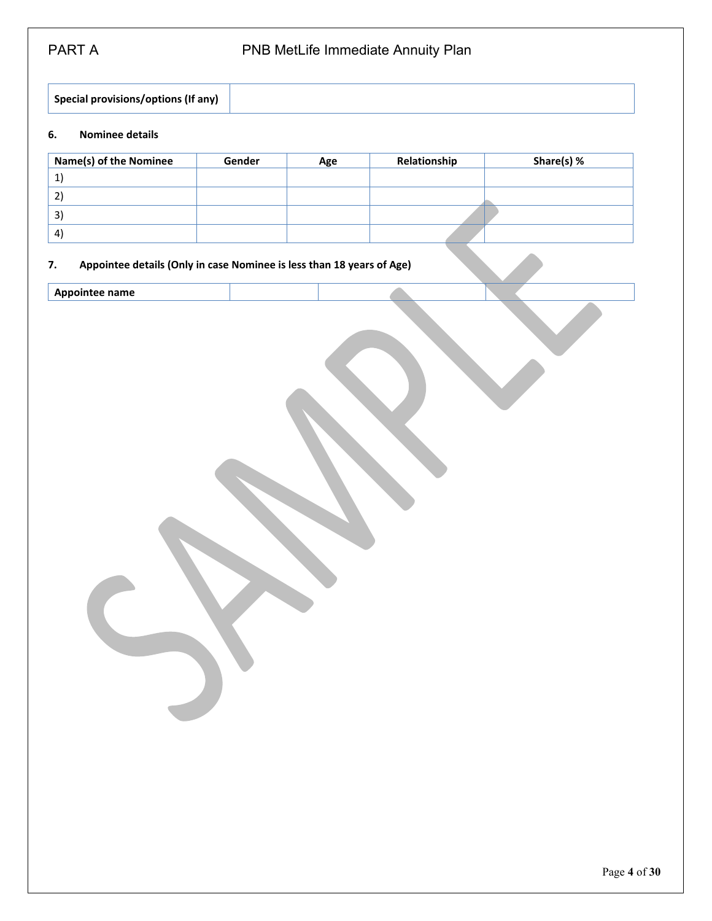| Special provisions/options (If any) | |
|---|---|

### 6. Nominee details

| Name(s) of the Nominee | Gender | Age | Relationship | Share(s) % |
|---|---|---|---|---|
| 1) | | | | |
| 2) | | | | |
| 3) | | | | |
| 4) | | | | |

### 7. Appointee details (Only in case Nominee is less than 18 years of Age)

| Appointee name | | | |
|---|---|---|---|

SAMPLE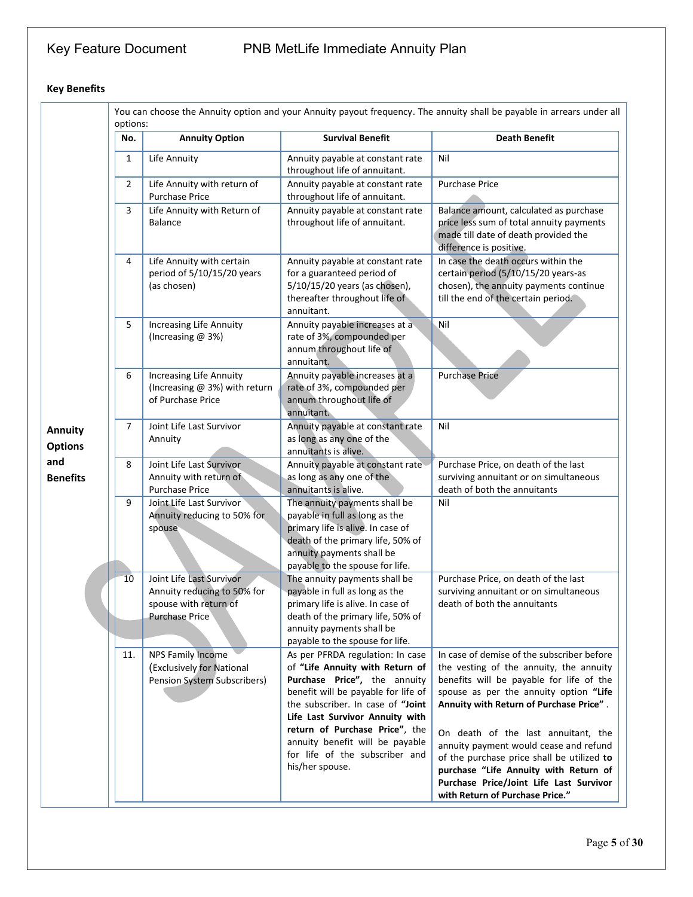**Key Benefits**

**Annuity Options and Benefits**

You can choose the Annuity option and your Annuity payout frequency. The annuity shall be payable in arrears under all options:

| No. | Annuity Option | Survival Benefit | Death Benefit |
|---|---|---|---|
| 1 | Life Annuity | Annuity payable at constant rate throughout life of annuitant. | Nil |
| 2 | Life Annuity with return of Purchase Price | Annuity payable at constant rate throughout life of annuitant. | Purchase Price |
| 3 | Life Annuity with Return of Balance | Annuity payable at constant rate throughout life of annuitant. | Balance amount, calculated as purchase price less sum of total annuity payments made till date of death provided the difference is positive. |
| 4 | Life Annuity with certain period of 5/10/15/20 years (as chosen) | Annuity payable at constant rate for a guaranteed period of 5/10/15/20 years (as chosen), thereafter throughout life of annuitant. | In case the death occurs within the certain period (5/10/15/20 years-as chosen), the annuity payments continue till the end of the certain period. |
| 5 | Increasing Life Annuity (Increasing @ 3%) | Annuity payable increases at a rate of 3%, compounded per annum throughout life of annuitant. | Nil |
| 6 | Increasing Life Annuity (Increasing @ 3%) with return of Purchase Price | Annuity payable increases at a rate of 3%, compounded per annum throughout life of annuitant. | Purchase Price |
| 7 | Joint Life Last Survivor Annuity | Annuity payable at constant rate as long as any one of the annuitants is alive. | Nil |
| 8 | Joint Life Last Survivor Annuity with return of Purchase Price | Annuity payable at constant rate as long as any one of the annuitants is alive. | Purchase Price, on death of the last surviving annuitant or on simultaneous death of both the annuitants |
| 9 | Joint Life Last Survivor Annuity reducing to 50% for spouse | The annuity payments shall be payable in full as long as the primary life is alive. In case of death of the primary life, 50% of annuity payments shall be payable to the spouse for life. | Nil |
| 10 | Joint Life Last Survivor Annuity reducing to 50% for spouse with return of Purchase Price | The annuity payments shall be payable in full as long as the primary life is alive. In case of death of the primary life, 50% of annuity payments shall be payable to the spouse for life. | Purchase Price, on death of the last surviving annuitant or on simultaneous death of both the annuitants |
| 11. | NPS Family Income (Exclusively for National Pension System Subscribers) | As per PFRDA regulation: In case of **"Life Annuity with Return of Purchase Price"**, the annuity benefit will be payable for life of the subscriber. In case of **"Joint Life Last Survivor Annuity with return of Purchase Price"**, the annuity benefit will be payable for life of the subscriber and his/her spouse. | In case of demise of the subscriber before the vesting of the annuity, the annuity benefits will be payable for life of the spouse as per the annuity option **"Life Annuity with Return of Purchase Price"**.<br><br>On death of the last annuitant, the annuity payment would cease and refund of the purchase price shall be utilized **to purchase "Life Annuity with Return of Purchase Price/Joint Life Last Survivor with Return of Purchase Price."** |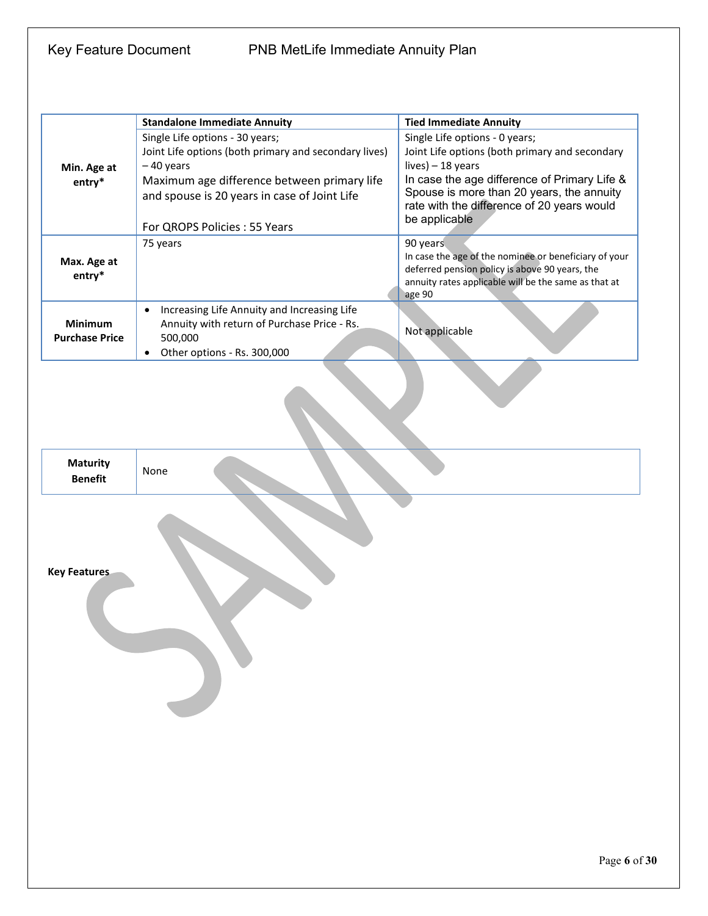| | Standalone Immediate Annuity | Tied Immediate Annuity |
|---|---|---|
| **Min. Age at entry*** | Single Life options - 30 years;<br>Joint Life options (both primary and secondary lives) – 40 years<br>Maximum age difference between primary life and spouse is 20 years in case of Joint Life<br><br>For QROPS Policies : 55 Years | Single Life options - 0 years;<br>Joint Life options (both primary and secondary lives) – 18 years<br>In case the age difference of Primary Life & Spouse is more than 20 years, the annuity rate with the difference of 20 years would be applicable |
| **Max. Age at entry*** | 75 years | 90 years<br>In case the age of the nominee or beneficiary of your deferred pension policy is above 90 years, the annuity rates applicable will be the same as that at age 90 |
| **Minimum Purchase Price** | • Increasing Life Annuity and Increasing Life Annuity with return of Purchase Price - Rs. 500,000<br>• Other options - Rs. 300,000 | Not applicable |

| **Maturity Benefit** | None |
|---|---|

**Key Features**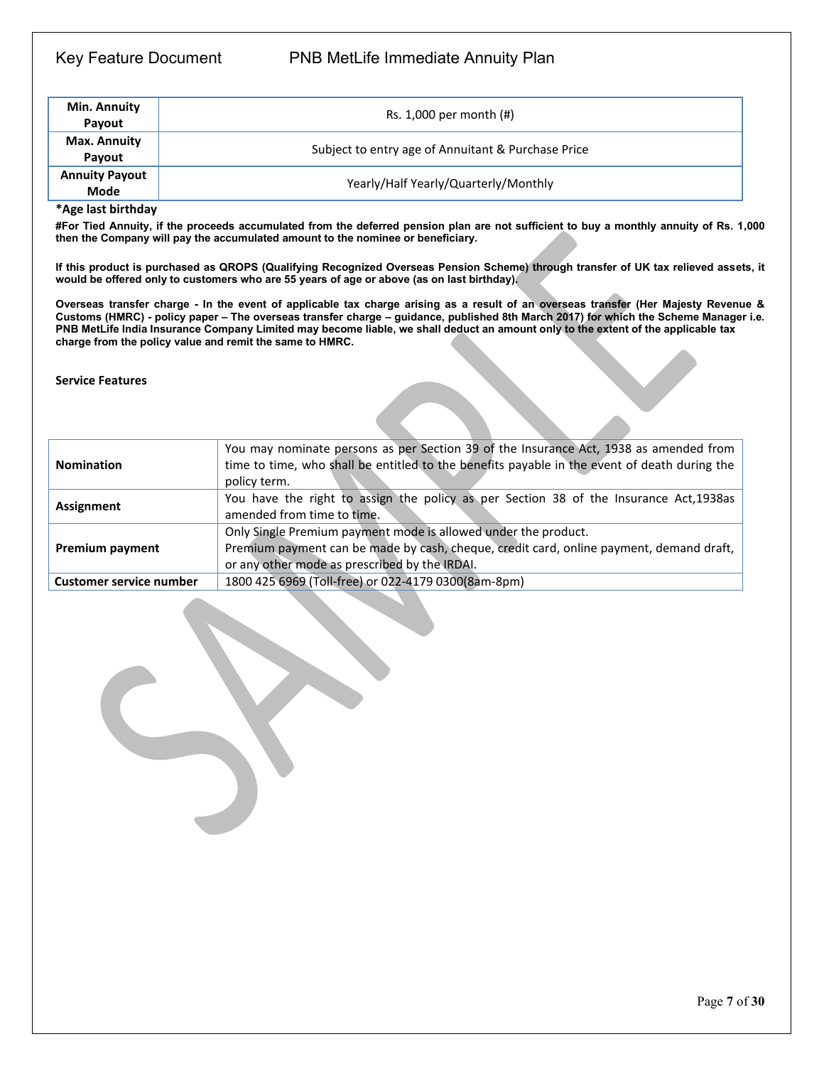| Min. Annuity Payout | Rs. 1,000 per month (#) |
|---|---|
| Max. Annuity Payout | Subject to entry age of Annuitant & Purchase Price |
| Annuity Payout Mode | Yearly/Half Yearly/Quarterly/Monthly |

**\*Age last birthday**

**#For Tied Annuity, if the proceeds accumulated from the deferred pension plan are not sufficient to buy a monthly annuity of Rs. 1,000 then the Company will pay the accumulated amount to the nominee or beneficiary.**

**If this product is purchased as QROPS (Qualifying Recognized Overseas Pension Scheme) through transfer of UK tax relieved assets, it would be offered only to customers who are 55 years of age or above (as on last birthday).**

**Overseas transfer charge - In the event of applicable tax charge arising as a result of an overseas transfer (Her Majesty Revenue & Customs (HMRC) - policy paper – The overseas transfer charge – guidance, published 8th March 2017) for which the Scheme Manager i.e. PNB MetLife India Insurance Company Limited may become liable, we shall deduct an amount only to the extent of the applicable tax charge from the policy value and remit the same to HMRC.**

**Service Features**

| | |
|---|---|
| **Nomination** | You may nominate persons as per Section 39 of the Insurance Act, 1938 as amended from time to time, who shall be entitled to the benefits payable in the event of death during the policy term. |
| **Assignment** | You have the right to assign the policy as per Section 38 of the Insurance Act,1938as amended from time to time. |
| **Premium payment** | Only Single Premium payment mode is allowed under the product.<br>Premium payment can be made by cash, cheque, credit card, online payment, demand draft, or any other mode as prescribed by the IRDAI. |
| **Customer service number** | 1800 425 6969 (Toll-free) or 022-4179 0300(8am-8pm) |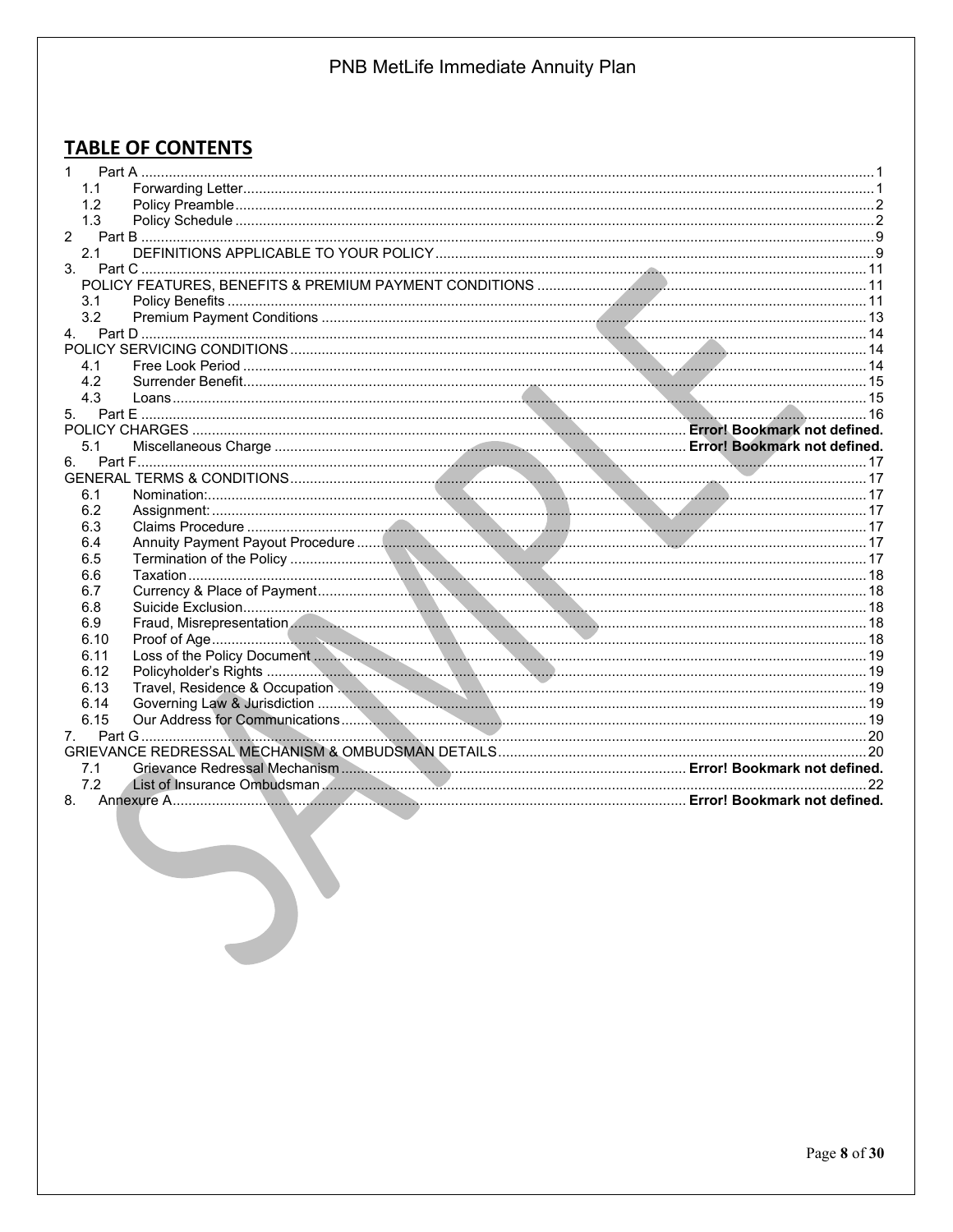## TABLE OF CONTENTS

| | | |
|---|---|---|
| 1 | Part A | 1 |
| 1.1 | Forwarding Letter | 1 |
| 1.2 | Policy Preamble | 2 |
| 1.3 | Policy Schedule | 2 |
| 2 | Part B | 9 |
| 2.1 | DEFINITIONS APPLICABLE TO YOUR POLICY | 9 |
| 3. | Part C | 11 |
| | POLICY FEATURES, BENEFITS & PREMIUM PAYMENT CONDITIONS | 11 |
| 3.1 | Policy Benefits | 11 |
| 3.2 | Premium Payment Conditions | 13 |
| 4. | Part D | 14 |
| | POLICY SERVICING CONDITIONS | 14 |
| 4.1 | Free Look Period | 14 |
| 4.2 | Surrender Benefit | 15 |
| 4.3 | Loans | 15 |
| 5. | Part E | 16 |
| | POLICY CHARGES | Error! Bookmark not defined. |
| 5.1 | Miscellaneous Charge | Error! Bookmark not defined. |
| 6. | Part F | 17 |
| | GENERAL TERMS & CONDITIONS | 17 |
| 6.1 | Nomination: | 17 |
| 6.2 | Assignment: | 17 |
| 6.3 | Claims Procedure | 17 |
| 6.4 | Annuity Payment Payout Procedure | 17 |
| 6.5 | Termination of the Policy | 17 |
| 6.6 | Taxation | 18 |
| 6.7 | Currency & Place of Payment | 18 |
| 6.8 | Suicide Exclusion | 18 |
| 6.9 | Fraud, Misrepresentation | 18 |
| 6.10 | Proof of Age | 18 |
| 6.11 | Loss of the Policy Document | 19 |
| 6.12 | Policyholder's Rights | 19 |
| 6.13 | Travel, Residence & Occupation | 19 |
| 6.14 | Governing Law & Jurisdiction | 19 |
| 6.15 | Our Address for Communications | 19 |
| 7. | Part G | 20 |
| | GRIEVANCE REDRESSAL MECHANISM & OMBUDSMAN DETAILS | 20 |
| 7.1 | Grievance Redressal Mechanism | Error! Bookmark not defined. |
| 7.2 | List of Insurance Ombudsman | 22 |
| 8. | Annexure A | Error! Bookmark not defined. |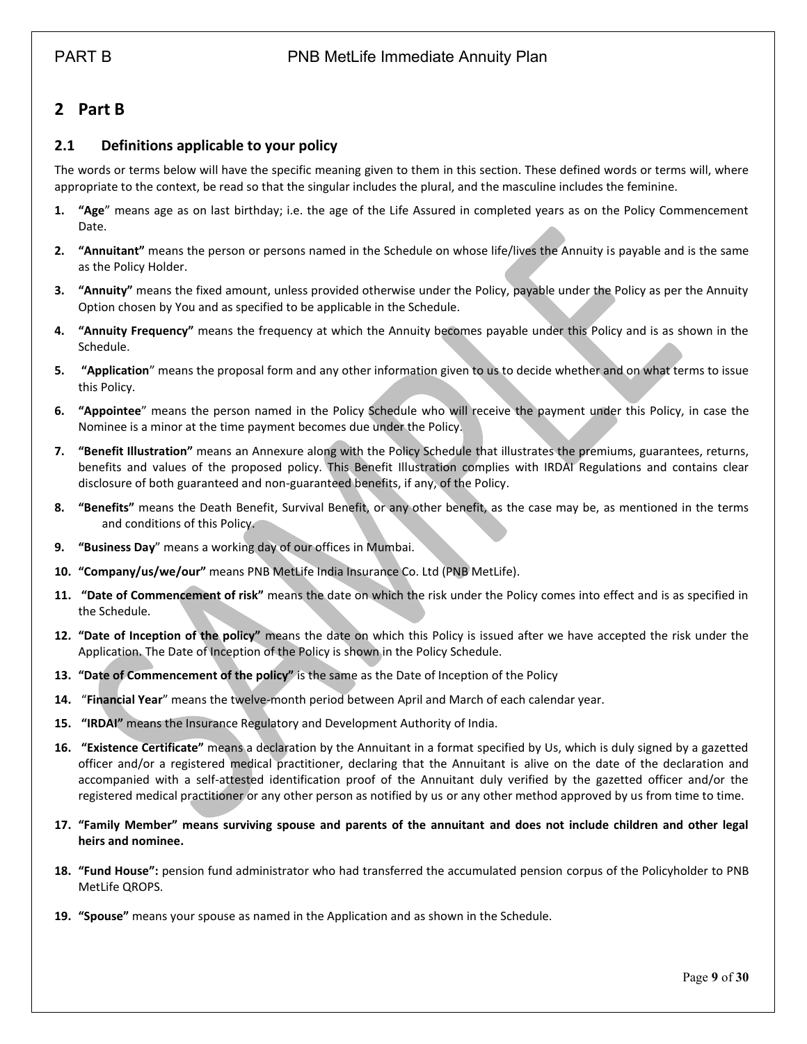# 2 Part B

## 2.1 Definitions applicable to your policy

The words or terms below will have the specific meaning given to them in this section. These defined words or terms will, where appropriate to the context, be read so that the singular includes the plural, and the masculine includes the feminine.

1. **"Age"** means age as on last birthday; i.e. the age of the Life Assured in completed years as on the Policy Commencement Date.
2. **"Annuitant"** means the person or persons named in the Schedule on whose life/lives the Annuity is payable and is the same as the Policy Holder.
3. **"Annuity"** means the fixed amount, unless provided otherwise under the Policy, payable under the Policy as per the Annuity Option chosen by You and as specified to be applicable in the Schedule.
4. **"Annuity Frequency"** means the frequency at which the Annuity becomes payable under this Policy and is as shown in the Schedule.
5. **"Application"** means the proposal form and any other information given to us to decide whether and on what terms to issue this Policy.
6. **"Appointee"** means the person named in the Policy Schedule who will receive the payment under this Policy, in case the Nominee is a minor at the time payment becomes due under the Policy.
7. **"Benefit Illustration"** means an Annexure along with the Policy Schedule that illustrates the premiums, guarantees, returns, benefits and values of the proposed policy. This Benefit Illustration complies with IRDAI Regulations and contains clear disclosure of both guaranteed and non-guaranteed benefits, if any, of the Policy.
8. **"Benefits"** means the Death Benefit, Survival Benefit, or any other benefit, as the case may be, as mentioned in the terms and conditions of this Policy.
9. **"Business Day"** means a working day of our offices in Mumbai.
10. **"Company/us/we/our"** means PNB MetLife India Insurance Co. Ltd (PNB MetLife).
11. **"Date of Commencement of risk"** means the date on which the risk under the Policy comes into effect and is as specified in the Schedule.
12. **"Date of Inception of the policy"** means the date on which this Policy is issued after we have accepted the risk under the Application. The Date of Inception of the Policy is shown in the Policy Schedule.
13. **"Date of Commencement of the policy"** is the same as the Date of Inception of the Policy
14. "**Financial Year**" means the twelve-month period between April and March of each calendar year.
15. **"IRDAI"** means the Insurance Regulatory and Development Authority of India.
16. **"Existence Certificate"** means a declaration by the Annuitant in a format specified by Us, which is duly signed by a gazetted officer and/or a registered medical practitioner, declaring that the Annuitant is alive on the date of the declaration and accompanied with a self-attested identification proof of the Annuitant duly verified by the gazetted officer and/or the registered medical practitioner or any other person as notified by us or any other method approved by us from time to time.
17. **"Family Member" means surviving spouse and parents of the annuitant and does not include children and other legal heirs and nominee.**
18. **"Fund House":** pension fund administrator who had transferred the accumulated pension corpus of the Policyholder to PNB MetLife QROPS.
19. **"Spouse"** means your spouse as named in the Application and as shown in the Schedule.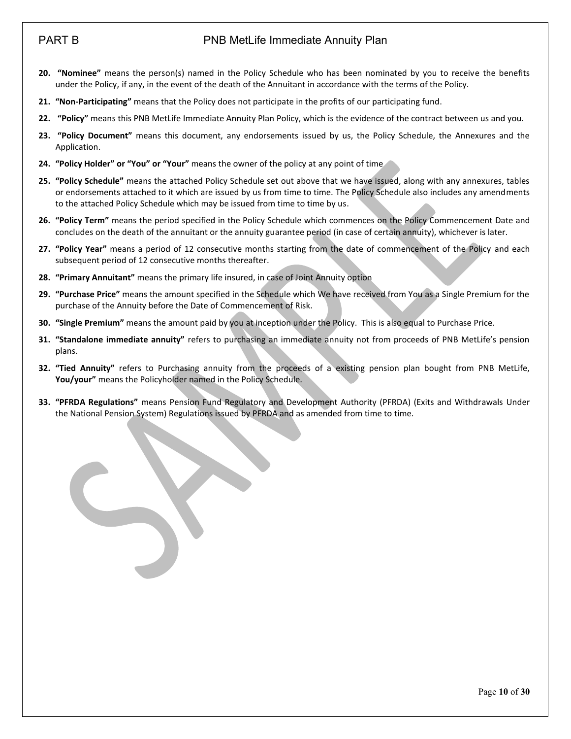20. **"Nominee"** means the person(s) named in the Policy Schedule who has been nominated by you to receive the benefits under the Policy, if any, in the event of the death of the Annuitant in accordance with the terms of the Policy.

21. **"Non-Participating"** means that the Policy does not participate in the profits of our participating fund.

22. **"Policy"** means this PNB MetLife Immediate Annuity Plan Policy, which is the evidence of the contract between us and you.

23. **"Policy Document"** means this document, any endorsements issued by us, the Policy Schedule, the Annexures and the Application.

24. **"Policy Holder" or "You" or "Your"** means the owner of the policy at any point of time

25. **"Policy Schedule"** means the attached Policy Schedule set out above that we have issued, along with any annexures, tables or endorsements attached to it which are issued by us from time to time. The Policy Schedule also includes any amendments to the attached Policy Schedule which may be issued from time to time by us.

26. **"Policy Term"** means the period specified in the Policy Schedule which commences on the Policy Commencement Date and concludes on the death of the annuitant or the annuity guarantee period (in case of certain annuity), whichever is later.

27. **"Policy Year"** means a period of 12 consecutive months starting from the date of commencement of the Policy and each subsequent period of 12 consecutive months thereafter.

28. **"Primary Annuitant"** means the primary life insured, in case of Joint Annuity option

29. **"Purchase Price"** means the amount specified in the Schedule which We have received from You as a Single Premium for the purchase of the Annuity before the Date of Commencement of Risk.

30. **"Single Premium"** means the amount paid by you at inception under the Policy. This is also equal to Purchase Price.

31. **"Standalone immediate annuity"** refers to purchasing an immediate annuity not from proceeds of PNB MetLife's pension plans.

32. **"Tied Annuity"** refers to Purchasing annuity from the proceeds of a existing pension plan bought from PNB MetLife, **You/your"** means the Policyholder named in the Policy Schedule.

33. **"PFRDA Regulations"** means Pension Fund Regulatory and Development Authority (PFRDA) (Exits and Withdrawals Under the National Pension System) Regulations issued by PFRDA and as amended from time to time.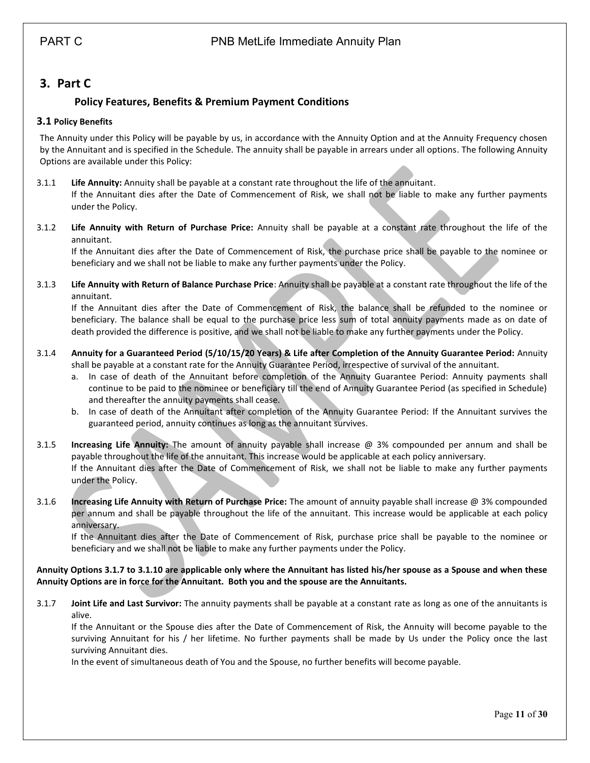# 3. Part C

## Policy Features, Benefits & Premium Payment Conditions

### 3.1 Policy Benefits

The Annuity under this Policy will be payable by us, in accordance with the Annuity Option and at the Annuity Frequency chosen by the Annuitant and is specified in the Schedule. The annuity shall be payable in arrears under all options. The following Annuity Options are available under this Policy:

3.1.1 **Life Annuity:** Annuity shall be payable at a constant rate throughout the life of the annuitant.
If the Annuitant dies after the Date of Commencement of Risk, we shall not be liable to make any further payments under the Policy.

3.1.2 **Life Annuity with Return of Purchase Price:** Annuity shall be payable at a constant rate throughout the life of the annuitant.
If the Annuitant dies after the Date of Commencement of Risk, the purchase price shall be payable to the nominee or beneficiary and we shall not be liable to make any further payments under the Policy.

3.1.3 **Life Annuity with Return of Balance Purchase Price**: Annuity shall be payable at a constant rate throughout the life of the annuitant.
If the Annuitant dies after the Date of Commencement of Risk, the balance shall be refunded to the nominee or beneficiary. The balance shall be equal to the purchase price less sum of total annuity payments made as on date of death provided the difference is positive, and we shall not be liable to make any further payments under the Policy.

3.1.4 **Annuity for a Guaranteed Period (5/10/15/20 Years) & Life after Completion of the Annuity Guarantee Period:** Annuity shall be payable at a constant rate for the Annuity Guarantee Period, irrespective of survival of the annuitant.

a. In case of death of the Annuitant before completion of the Annuity Guarantee Period: Annuity payments shall continue to be paid to the nominee or beneficiary till the end of Annuity Guarantee Period (as specified in Schedule) and thereafter the annuity payments shall cease.
b. In case of death of the Annuitant after completion of the Annuity Guarantee Period: If the Annuitant survives the guaranteed period, annuity continues as long as the annuitant survives.

3.1.5 **Increasing Life Annuity:** The amount of annuity payable shall increase @ 3% compounded per annum and shall be payable throughout the life of the annuitant. This increase would be applicable at each policy anniversary.
If the Annuitant dies after the Date of Commencement of Risk, we shall not be liable to make any further payments under the Policy.

3.1.6 **Increasing Life Annuity with Return of Purchase Price:** The amount of annuity payable shall increase @ 3% compounded per annum and shall be payable throughout the life of the annuitant. This increase would be applicable at each policy anniversary.
If the Annuitant dies after the Date of Commencement of Risk, purchase price shall be payable to the nominee or beneficiary and we shall not be liable to make any further payments under the Policy.

**Annuity Options 3.1.7 to 3.1.10 are applicable only where the Annuitant has listed his/her spouse as a Spouse and when these Annuity Options are in force for the Annuitant. Both you and the spouse are the Annuitants.**

3.1.7 **Joint Life and Last Survivor:** The annuity payments shall be payable at a constant rate as long as one of the annuitants is alive.
If the Annuitant or the Spouse dies after the Date of Commencement of Risk, the Annuity will become payable to the surviving Annuitant for his / her lifetime. No further payments shall be made by Us under the Policy once the last surviving Annuitant dies.
In the event of simultaneous death of You and the Spouse, no further benefits will become payable.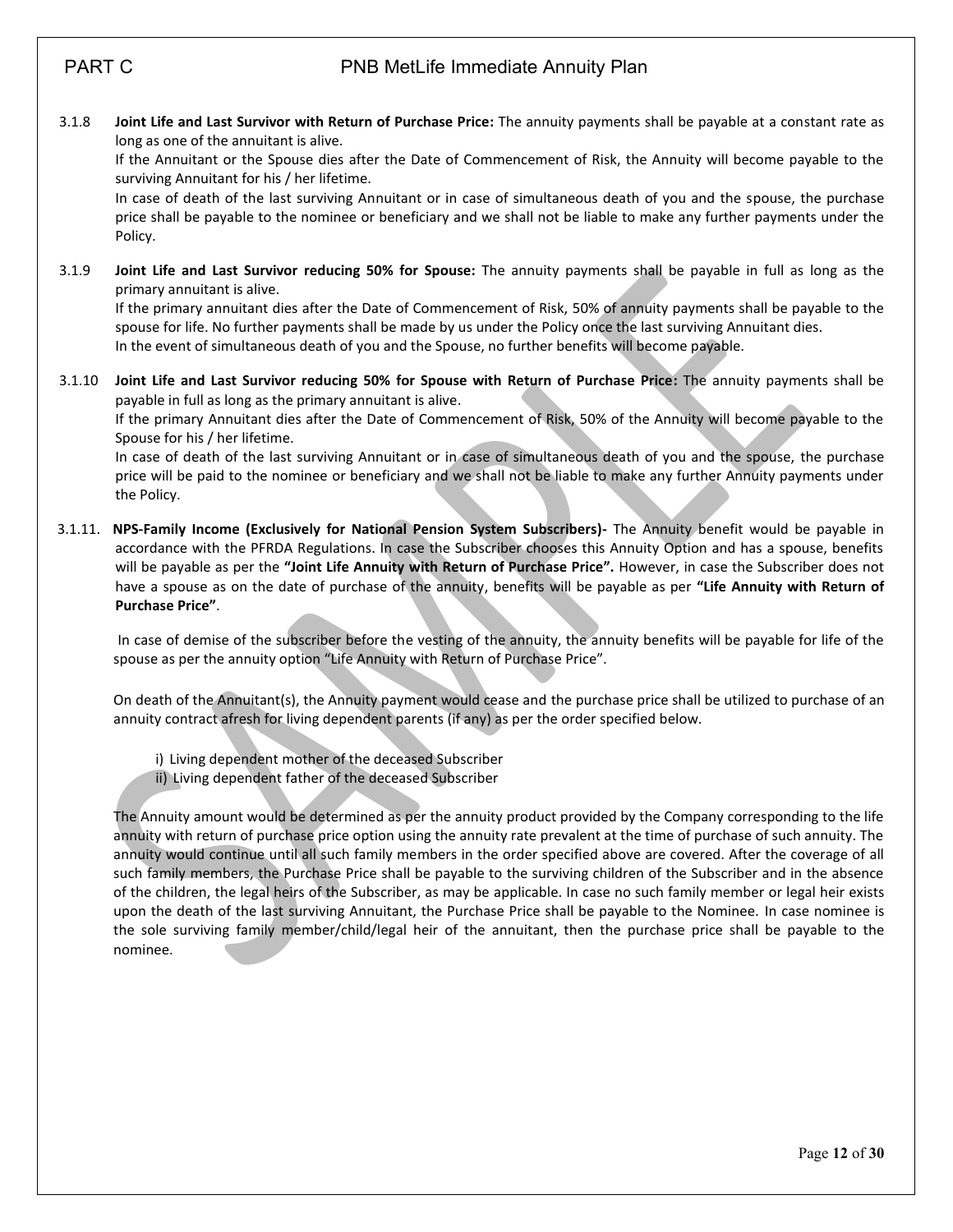3.1.8 **Joint Life and Last Survivor with Return of Purchase Price:** The annuity payments shall be payable at a constant rate as long as one of the annuitant is alive.
If the Annuitant or the Spouse dies after the Date of Commencement of Risk, the Annuity will become payable to the surviving Annuitant for his / her lifetime.
In case of death of the last surviving Annuitant or in case of simultaneous death of you and the spouse, the purchase price shall be payable to the nominee or beneficiary and we shall not be liable to make any further payments under the Policy.

3.1.9 **Joint Life and Last Survivor reducing 50% for Spouse:** The annuity payments shall be payable in full as long as the primary annuitant is alive.
If the primary annuitant dies after the Date of Commencement of Risk, 50% of annuity payments shall be payable to the spouse for life. No further payments shall be made by us under the Policy once the last surviving Annuitant dies.
In the event of simultaneous death of you and the Spouse, no further benefits will become payable.

3.1.10 **Joint Life and Last Survivor reducing 50% for Spouse with Return of Purchase Price:** The annuity payments shall be payable in full as long as the primary annuitant is alive.
If the primary Annuitant dies after the Date of Commencement of Risk, 50% of the Annuity will become payable to the Spouse for his / her lifetime.
In case of death of the last surviving Annuitant or in case of simultaneous death of you and the spouse, the purchase price will be paid to the nominee or beneficiary and we shall not be liable to make any further Annuity payments under the Policy.

3.1.11. **NPS-Family Income (Exclusively for National Pension System Subscribers)-** The Annuity benefit would be payable in accordance with the PFRDA Regulations. In case the Subscriber chooses this Annuity Option and has a spouse, benefits will be payable as per the **"Joint Life Annuity with Return of Purchase Price".** However, in case the Subscriber does not have a spouse as on the date of purchase of the annuity, benefits will be payable as per **"Life Annuity with Return of Purchase Price"**.

In case of demise of the subscriber before the vesting of the annuity, the annuity benefits will be payable for life of the spouse as per the annuity option "Life Annuity with Return of Purchase Price".

On death of the Annuitant(s), the Annuity payment would cease and the purchase price shall be utilized to purchase of an annuity contract afresh for living dependent parents (if any) as per the order specified below.

i) Living dependent mother of the deceased Subscriber
ii) Living dependent father of the deceased Subscriber

The Annuity amount would be determined as per the annuity product provided by the Company corresponding to the life annuity with return of purchase price option using the annuity rate prevalent at the time of purchase of such annuity. The annuity would continue until all such family members in the order specified above are covered. After the coverage of all such family members, the Purchase Price shall be payable to the surviving children of the Subscriber and in the absence of the children, the legal heirs of the Subscriber, as may be applicable. In case no such family member or legal heir exists upon the death of the last surviving Annuitant, the Purchase Price shall be payable to the Nominee. In case nominee is the sole surviving family member/child/legal heir of the annuitant, then the purchase price shall be payable to the nominee.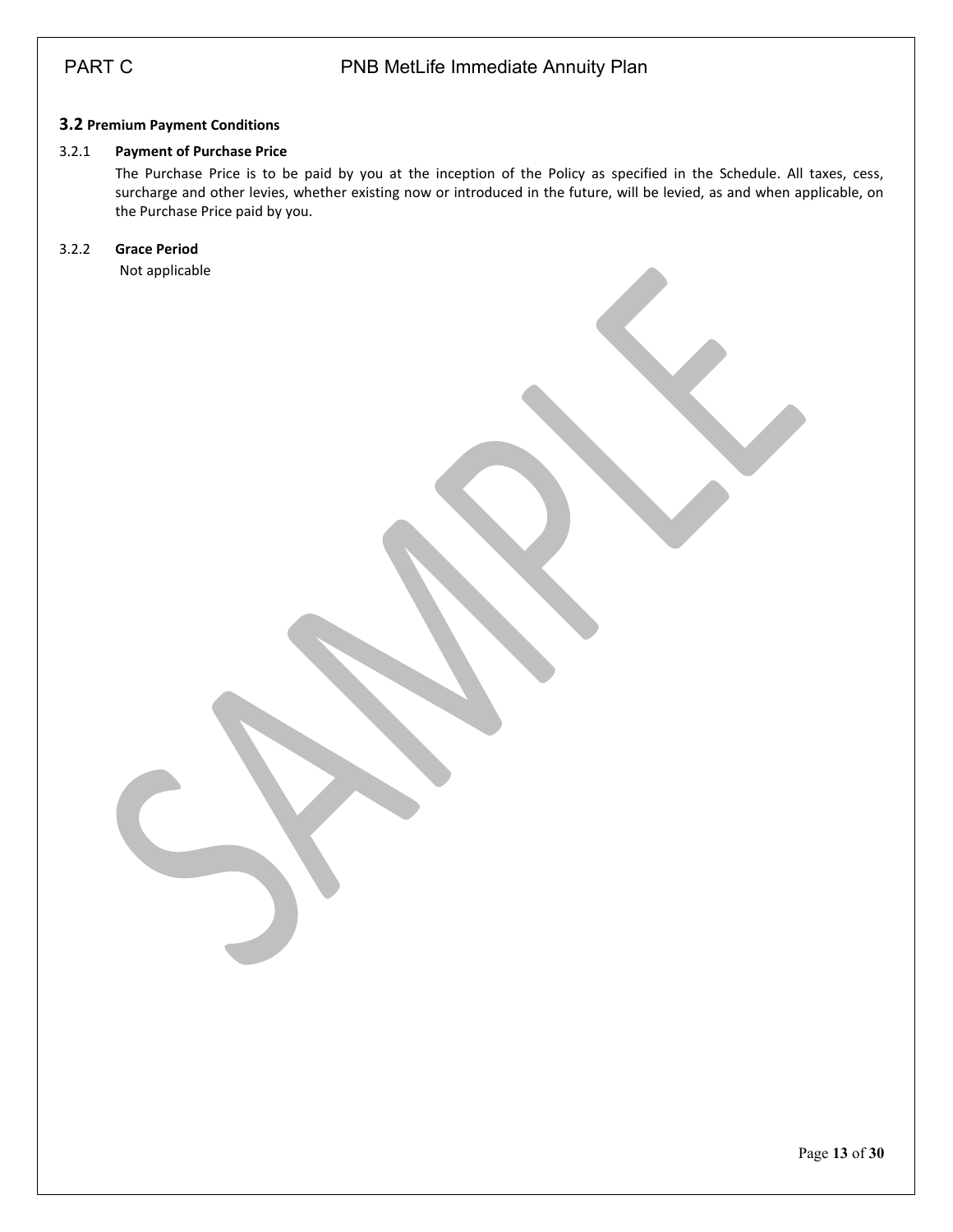### 3.2 Premium Payment Conditions

3.2.1 **Payment of Purchase Price**

The Purchase Price is to be paid by you at the inception of the Policy as specified in the Schedule. All taxes, cess, surcharge and other levies, whether existing now or introduced in the future, will be levied, as and when applicable, on the Purchase Price paid by you.

3.2.2 **Grace Period**

Not applicable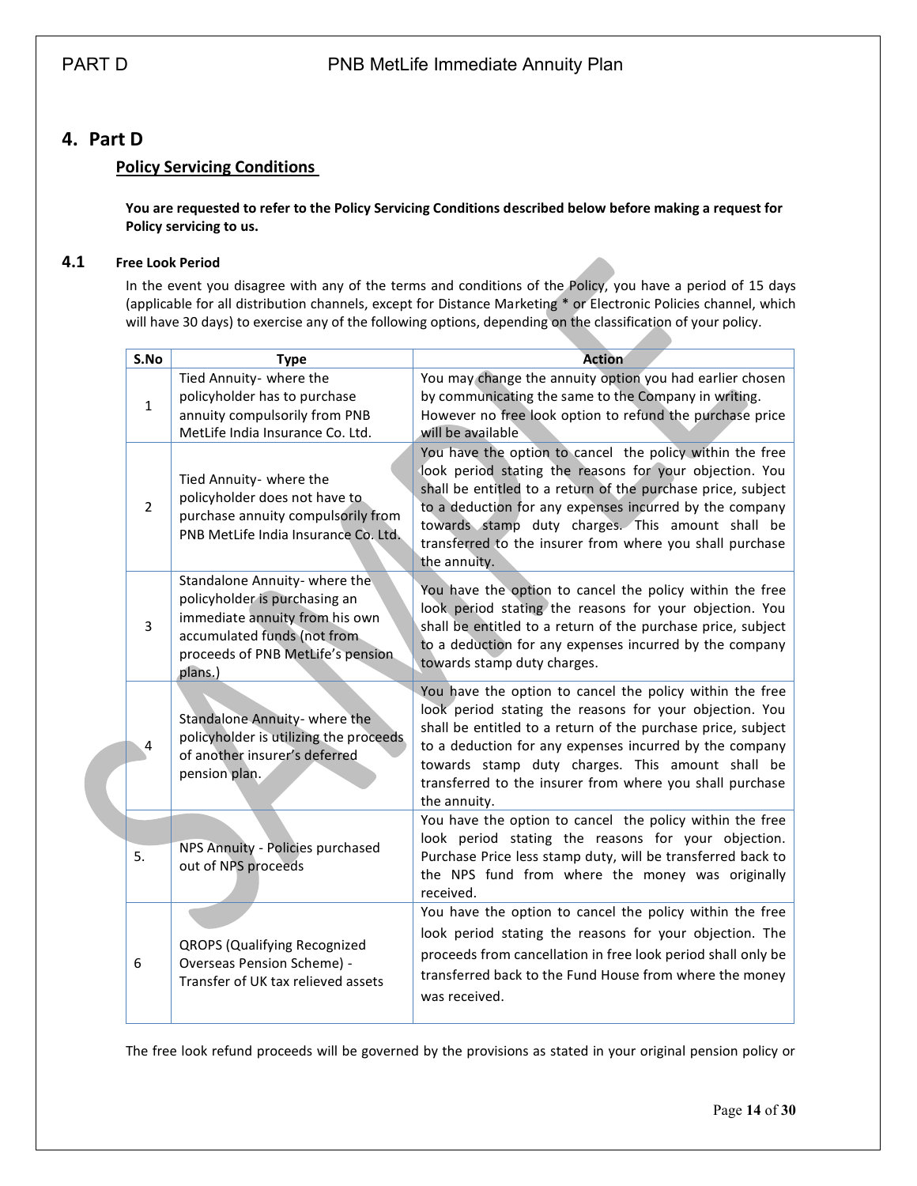## 4. Part D

### Policy Servicing Conditions

**You are requested to refer to the Policy Servicing Conditions described below before making a request for Policy servicing to us.**

### 4.1 Free Look Period

In the event you disagree with any of the terms and conditions of the Policy, you have a period of 15 days (applicable for all distribution channels, except for Distance Marketing * or Electronic Policies channel, which will have 30 days) to exercise any of the following options, depending on the classification of your policy.

| S.No | Type | Action |
|---|---|---|
| 1 | Tied Annuity- where the policyholder has to purchase annuity compulsorily from PNB MetLife India Insurance Co. Ltd. | You may change the annuity option you had earlier chosen by communicating the same to the Company in writing. However no free look option to refund the purchase price will be available |
| 2 | Tied Annuity- where the policyholder does not have to purchase annuity compulsorily from PNB MetLife India Insurance Co. Ltd. | You have the option to cancel the policy within the free look period stating the reasons for your objection. You shall be entitled to a return of the purchase price, subject to a deduction for any expenses incurred by the company towards stamp duty charges. This amount shall be transferred to the insurer from where you shall purchase the annuity. |
| 3 | Standalone Annuity- where the policyholder is purchasing an immediate annuity from his own accumulated funds (not from proceeds of PNB MetLife's pension plans.) | You have the option to cancel the policy within the free look period stating the reasons for your objection. You shall be entitled to a return of the purchase price, subject to a deduction for any expenses incurred by the company towards stamp duty charges. |
| 4 | Standalone Annuity- where the policyholder is utilizing the proceeds of another insurer's deferred pension plan. | You have the option to cancel the policy within the free look period stating the reasons for your objection. You shall be entitled to a return of the purchase price, subject to a deduction for any expenses incurred by the company towards stamp duty charges. This amount shall be transferred to the insurer from where you shall purchase the annuity. |
| 5. | NPS Annuity - Policies purchased out of NPS proceeds | You have the option to cancel the policy within the free look period stating the reasons for your objection. Purchase Price less stamp duty, will be transferred back to the NPS fund from where the money was originally received. |
| 6 | QROPS (Qualifying Recognized Overseas Pension Scheme) - Transfer of UK tax relieved assets | You have the option to cancel the policy within the free look period stating the reasons for your objection. The proceeds from cancellation in free look period shall only be transferred back to the Fund House from where the money was received. |

The free look refund proceeds will be governed by the provisions as stated in your original pension policy or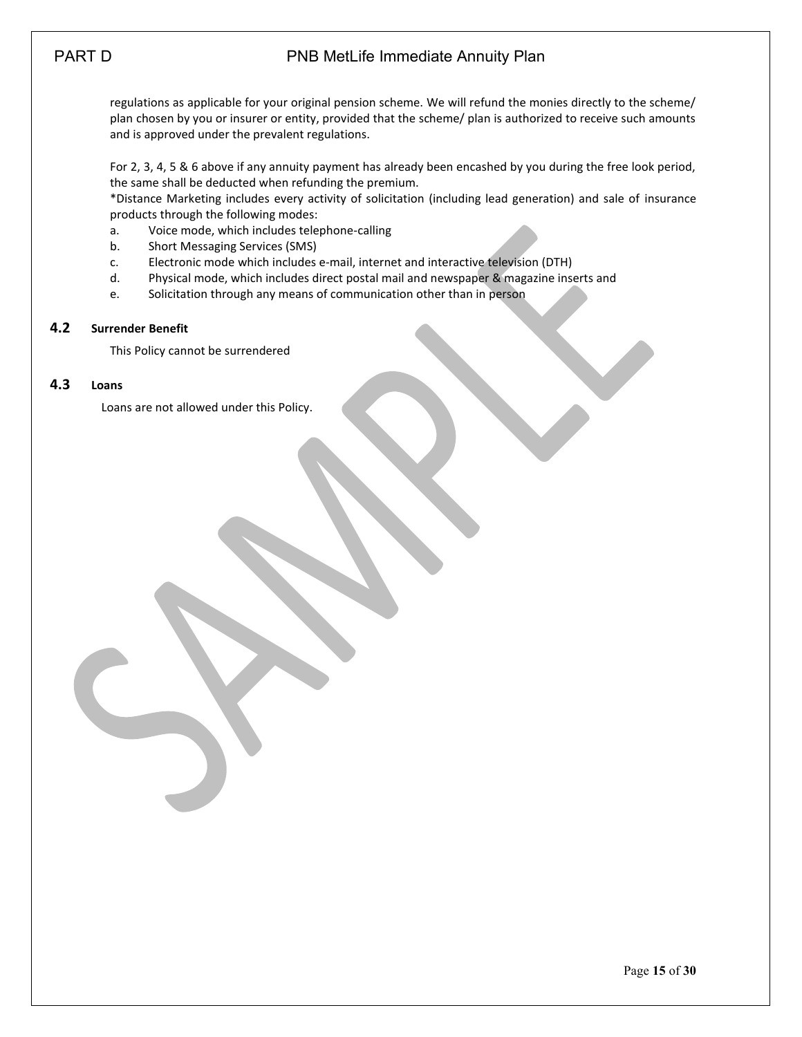regulations as applicable for your original pension scheme. We will refund the monies directly to the scheme/ plan chosen by you or insurer or entity, provided that the scheme/ plan is authorized to receive such amounts and is approved under the prevalent regulations.

For 2, 3, 4, 5 & 6 above if any annuity payment has already been encashed by you during the free look period, the same shall be deducted when refunding the premium.

*Distance Marketing includes every activity of solicitation (including lead generation) and sale of insurance products through the following modes:

a. Voice mode, which includes telephone-calling
b. Short Messaging Services (SMS)
c. Electronic mode which includes e-mail, internet and interactive television (DTH)
d. Physical mode, which includes direct postal mail and newspaper & magazine inserts and
e. Solicitation through any means of communication other than in person

### 4.2 Surrender Benefit

This Policy cannot be surrendered

### 4.3 Loans

Loans are not allowed under this Policy.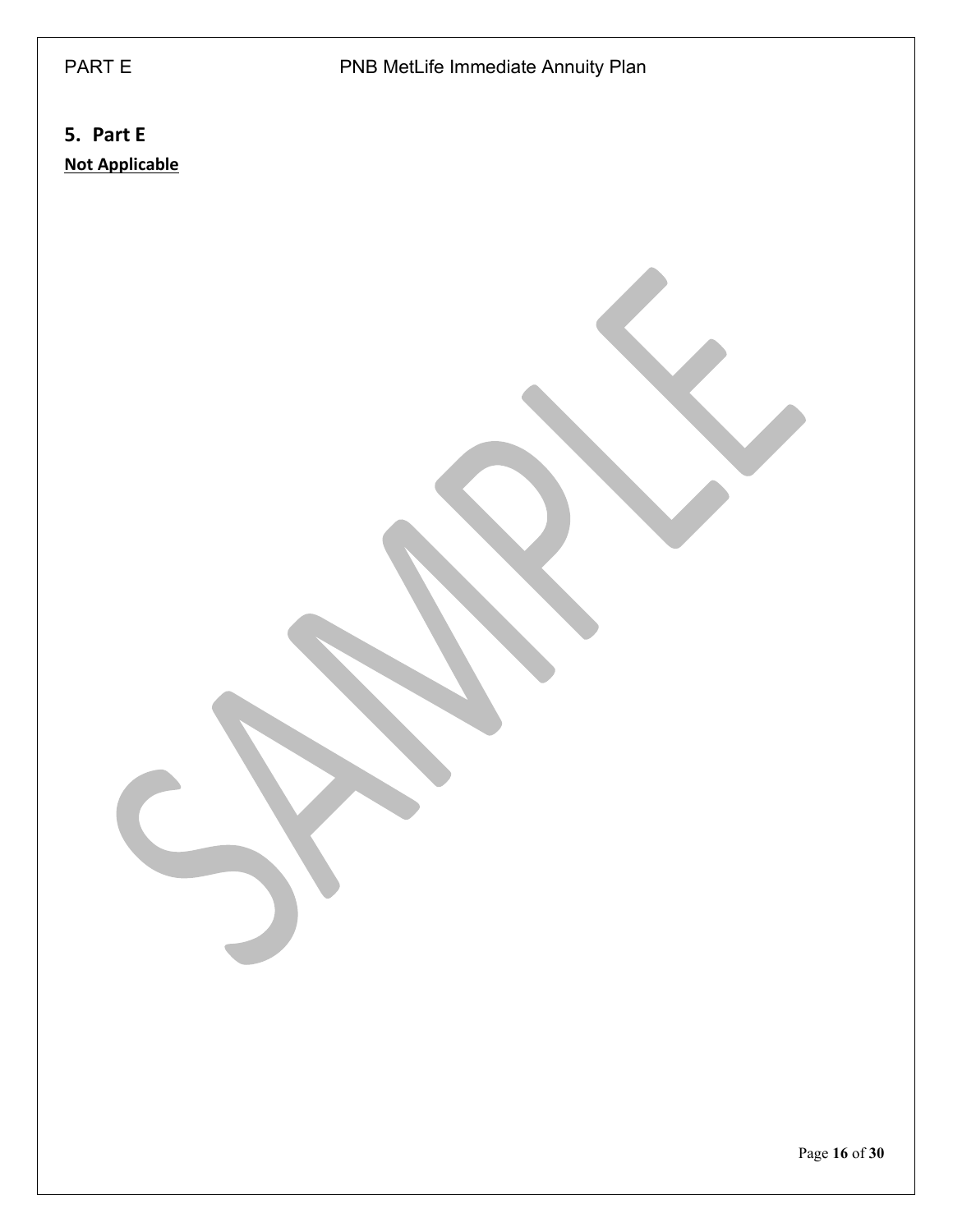## 5. Part E

**Not Applicable**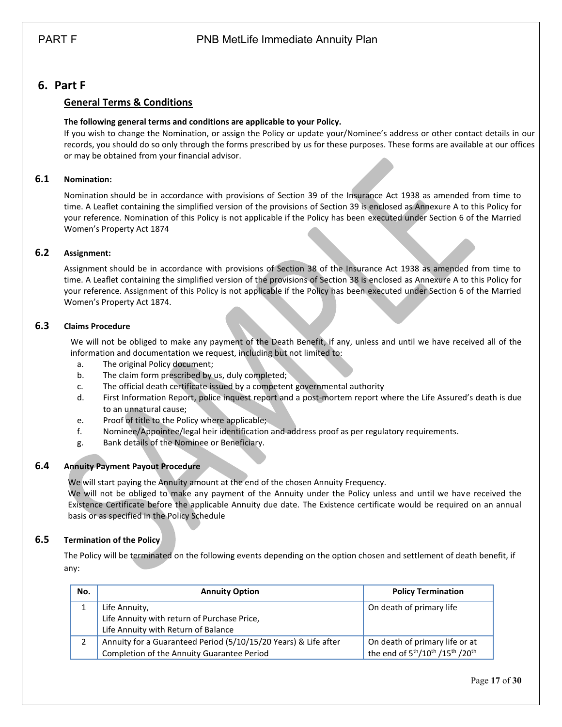## 6. Part F

### General Terms & Conditions

**The following general terms and conditions are applicable to your Policy.**

If you wish to change the Nomination, or assign the Policy or update your/Nominee's address or other contact details in our records, you should do so only through the forms prescribed by us for these purposes. These forms are available at our offices or may be obtained from your financial advisor.

### 6.1 Nomination:

Nomination should be in accordance with provisions of Section 39 of the Insurance Act 1938 as amended from time to time. A Leaflet containing the simplified version of the provisions of Section 39 is enclosed as Annexure A to this Policy for your reference. Nomination of this Policy is not applicable if the Policy has been executed under Section 6 of the Married Women's Property Act 1874

### 6.2 Assignment:

Assignment should be in accordance with provisions of Section 38 of the Insurance Act 1938 as amended from time to time. A Leaflet containing the simplified version of the provisions of Section 38 is enclosed as Annexure A to this Policy for your reference. Assignment of this Policy is not applicable if the Policy has been executed under Section 6 of the Married Women's Property Act 1874.

### 6.3 Claims Procedure

We will not be obliged to make any payment of the Death Benefit, if any, unless and until we have received all of the information and documentation we request, including but not limited to:

a. The original Policy document;
b. The claim form prescribed by us, duly completed;
c. The official death certificate issued by a competent governmental authority
d. First Information Report, police inquest report and a post-mortem report where the Life Assured's death is due to an unnatural cause;
e. Proof of title to the Policy where applicable;
f. Nominee/Appointee/legal heir identification and address proof as per regulatory requirements.
g. Bank details of the Nominee or Beneficiary.

### 6.4 Annuity Payment Payout Procedure

We will start paying the Annuity amount at the end of the chosen Annuity Frequency.

We will not be obliged to make any payment of the Annuity under the Policy unless and until we have received the Existence Certificate before the applicable Annuity due date. The Existence certificate would be required on an annual basis or as specified in the Policy Schedule

### 6.5 Termination of the Policy

The Policy will be terminated on the following events depending on the option chosen and settlement of death benefit, if any:

| No. | Annuity Option | Policy Termination |
|---|---|---|
| 1 | Life Annuity,<br>Life Annuity with return of Purchase Price,<br>Life Annuity with Return of Balance | On death of primary life |
| 2 | Annuity for a Guaranteed Period (5/10/15/20 Years) & Life after Completion of the Annuity Guarantee Period | On death of primary life or at the end of 5th/10th /15th /20th |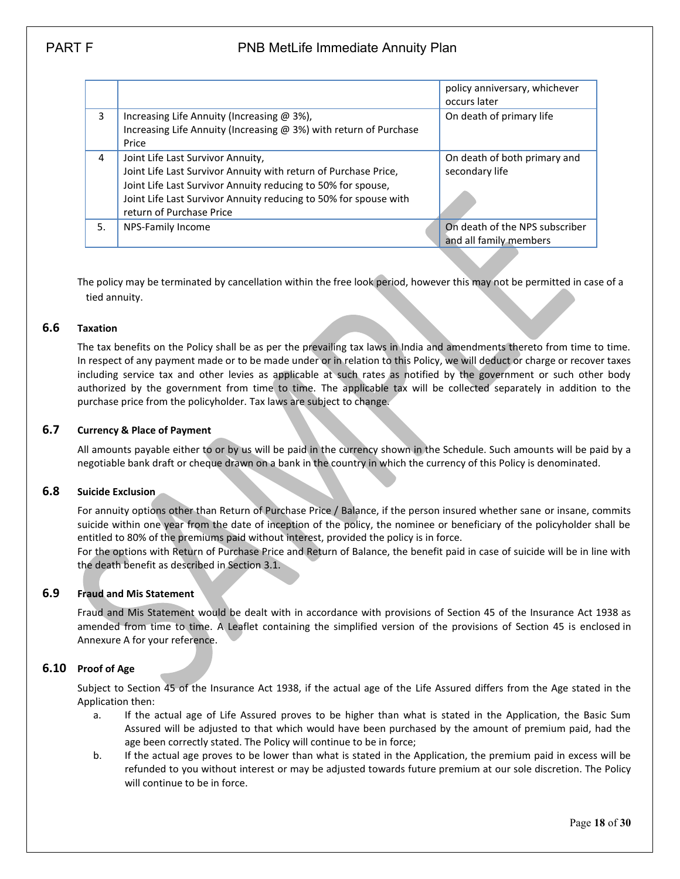| | | |
|---|---|---|
| | | policy anniversary, whichever occurs later |
| 3 | Increasing Life Annuity (Increasing @ 3%),<br>Increasing Life Annuity (Increasing @ 3%) with return of Purchase Price | On death of primary life |
| 4 | Joint Life Last Survivor Annuity,<br>Joint Life Last Survivor Annuity with return of Purchase Price,<br>Joint Life Last Survivor Annuity reducing to 50% for spouse,<br>Joint Life Last Survivor Annuity reducing to 50% for spouse with return of Purchase Price | On death of both primary and secondary life |
| 5. | NPS-Family Income | On death of the NPS subscriber and all family members |

The policy may be terminated by cancellation within the free look period, however this may not be permitted in case of a tied annuity.

### 6.6 Taxation

The tax benefits on the Policy shall be as per the prevailing tax laws in India and amendments thereto from time to time. In respect of any payment made or to be made under or in relation to this Policy, we will deduct or charge or recover taxes including service tax and other levies as applicable at such rates as notified by the government or such other body authorized by the government from time to time. The applicable tax will be collected separately in addition to the purchase price from the policyholder. Tax laws are subject to change.

### 6.7 Currency & Place of Payment

All amounts payable either to or by us will be paid in the currency shown in the Schedule. Such amounts will be paid by a negotiable bank draft or cheque drawn on a bank in the country in which the currency of this Policy is denominated.

### 6.8 Suicide Exclusion

For annuity options other than Return of Purchase Price / Balance, if the person insured whether sane or insane, commits suicide within one year from the date of inception of the policy, the nominee or beneficiary of the policyholder shall be entitled to 80% of the premiums paid without interest, provided the policy is in force.

For the options with Return of Purchase Price and Return of Balance, the benefit paid in case of suicide will be in line with the death benefit as described in Section 3.1.

### 6.9 Fraud and Mis Statement

Fraud and Mis Statement would be dealt with in accordance with provisions of Section 45 of the Insurance Act 1938 as amended from time to time. A Leaflet containing the simplified version of the provisions of Section 45 is enclosed in Annexure A for your reference.

### 6.10 Proof of Age

Subject to Section 45 of the Insurance Act 1938, if the actual age of the Life Assured differs from the Age stated in the Application then:

a. If the actual age of Life Assured proves to be higher than what is stated in the Application, the Basic Sum Assured will be adjusted to that which would have been purchased by the amount of premium paid, had the age been correctly stated. The Policy will continue to be in force;

b. If the actual age proves to be lower than what is stated in the Application, the premium paid in excess will be refunded to you without interest or may be adjusted towards future premium at our sole discretion. The Policy will continue to be in force.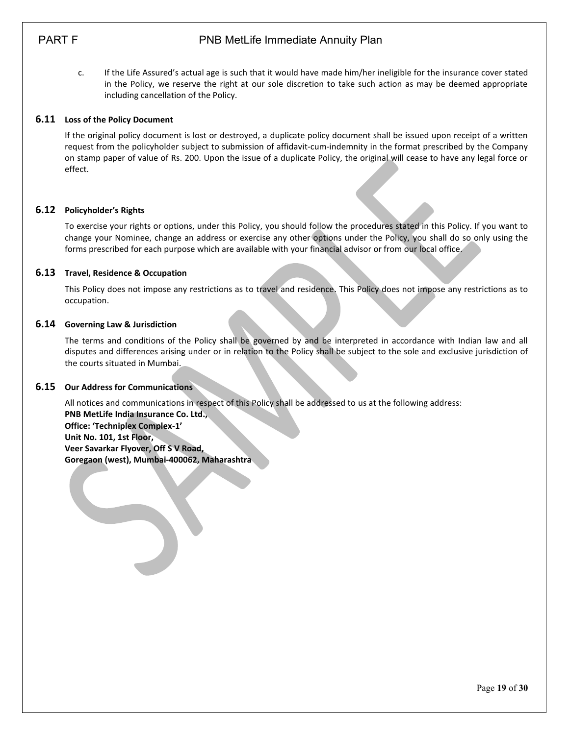c. If the Life Assured's actual age is such that it would have made him/her ineligible for the insurance cover stated in the Policy, we reserve the right at our sole discretion to take such action as may be deemed appropriate including cancellation of the Policy.

## 6.11 Loss of the Policy Document

If the original policy document is lost or destroyed, a duplicate policy document shall be issued upon receipt of a written request from the policyholder subject to submission of affidavit-cum-indemnity in the format prescribed by the Company on stamp paper of value of Rs. 200. Upon the issue of a duplicate Policy, the original will cease to have any legal force or effect.

## 6.12 Policyholder's Rights

To exercise your rights or options, under this Policy, you should follow the procedures stated in this Policy. If you want to change your Nominee, change an address or exercise any other options under the Policy, you shall do so only using the forms prescribed for each purpose which are available with your financial advisor or from our local office.

## 6.13 Travel, Residence & Occupation

This Policy does not impose any restrictions as to travel and residence. This Policy does not impose any restrictions as to occupation.

## 6.14 Governing Law & Jurisdiction

The terms and conditions of the Policy shall be governed by and be interpreted in accordance with Indian law and all disputes and differences arising under or in relation to the Policy shall be subject to the sole and exclusive jurisdiction of the courts situated in Mumbai.

## 6.15 Our Address for Communications

All notices and communications in respect of this Policy shall be addressed to us at the following address:

**PNB MetLife India Insurance Co. Ltd.,**
**Office: 'Techniplex Complex-1'**
**Unit No. 101, 1st Floor,**
**Veer Savarkar Flyover, Off S V Road,**
**Goregaon (west), Mumbai-400062, Maharashtra**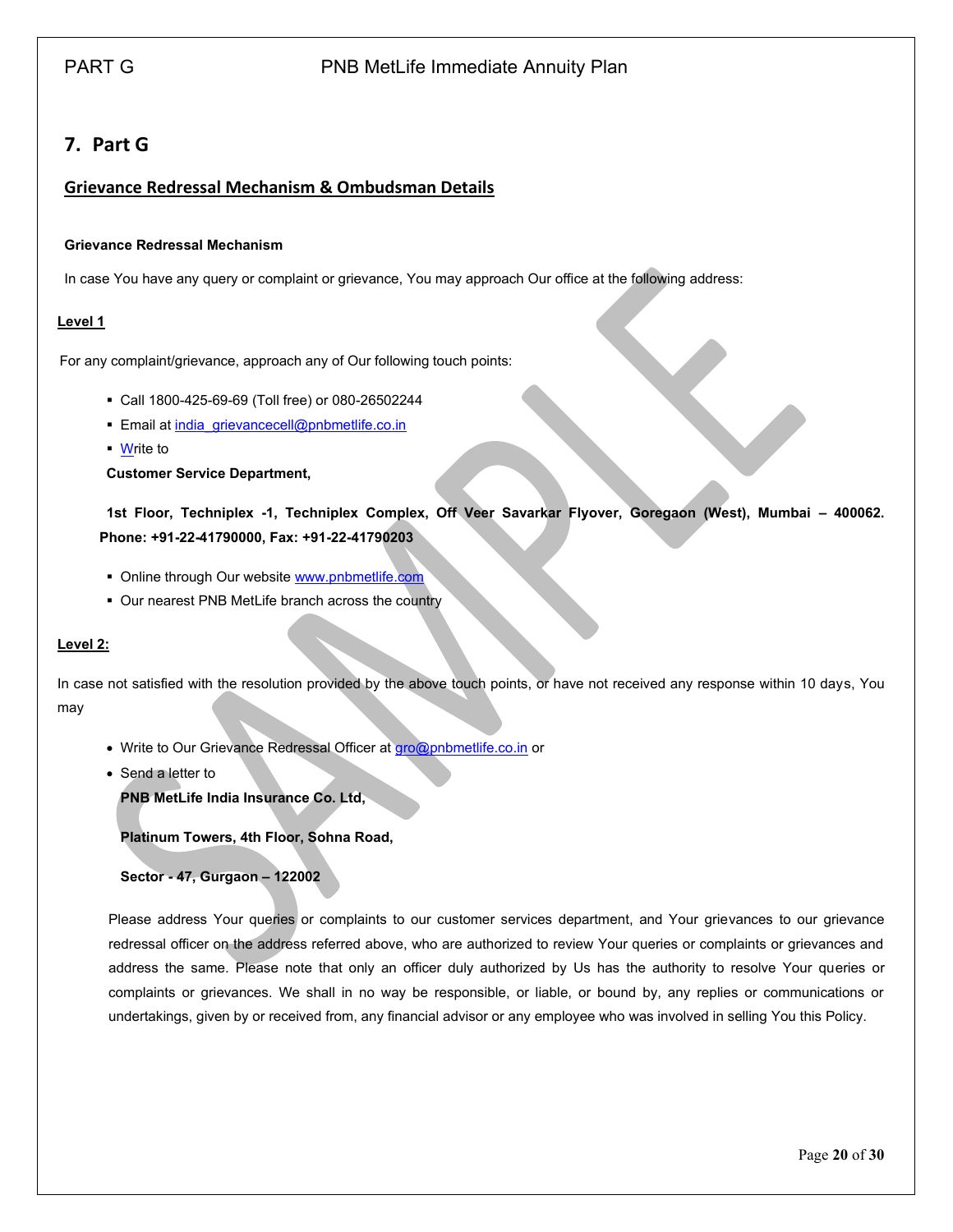## 7. Part G

### Grievance Redressal Mechanism & Ombudsman Details

**Grievance Redressal Mechanism**

In case You have any query or complaint or grievance, You may approach Our office at the following address:

**Level 1**

For any complaint/grievance, approach any of Our following touch points:

- Call 1800-425-69-69 (Toll free) or 080-26502244
- Email at india_grievancecell@pnbmetlife.co.in
- Write to

  **Customer Service Department,**

  **1st Floor, Techniplex -1, Techniplex Complex, Off Veer Savarkar Flyover, Goregaon (West), Mumbai – 400062. Phone: +91-22-41790000, Fax: +91-22-41790203**

- Online through Our website www.pnbmetlife.com
- Our nearest PNB MetLife branch across the country

**Level 2:**

In case not satisfied with the resolution provided by the above touch points, or have not received any response within 10 days, You may

- Write to Our Grievance Redressal Officer at gro@pnbmetlife.co.in or
- Send a letter to

  **PNB MetLife India Insurance Co. Ltd,**

  **Platinum Towers, 4th Floor, Sohna Road,**

  **Sector - 47, Gurgaon – 122002**

Please address Your queries or complaints to our customer services department, and Your grievances to our grievance redressal officer on the address referred above, who are authorized to review Your queries or complaints or grievances and address the same. Please note that only an officer duly authorized by Us has the authority to resolve Your queries or complaints or grievances. We shall in no way be responsible, or liable, or bound by, any replies or communications or undertakings, given by or received from, any financial advisor or any employee who was involved in selling You this Policy.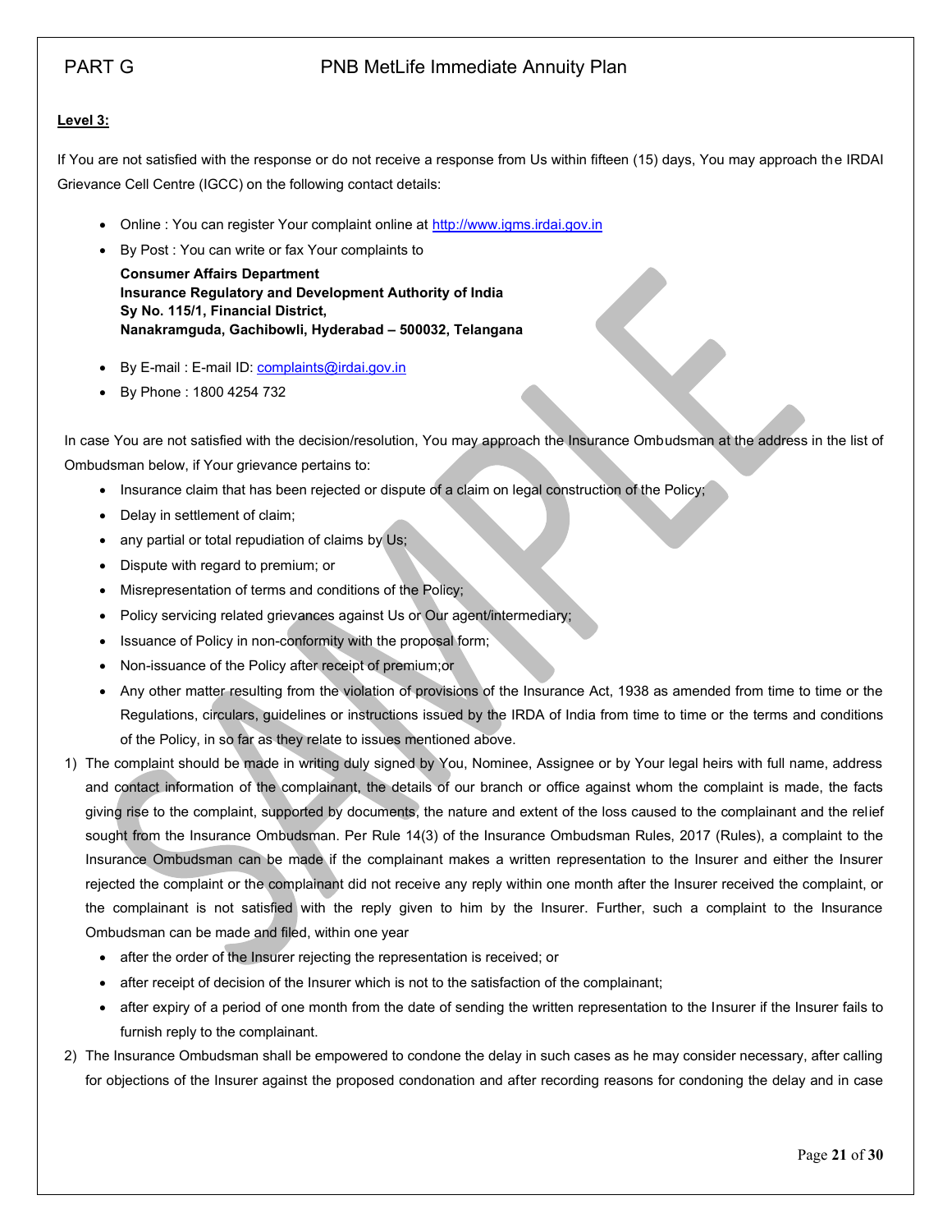**Level 3:**

If You are not satisfied with the response or do not receive a response from Us within fifteen (15) days, You may approach the IRDAI Grievance Cell Centre (IGCC) on the following contact details:

- Online : You can register Your complaint online at http://www.igms.irdai.gov.in
- By Post : You can write or fax Your complaints to

  **Consumer Affairs Department**
  **Insurance Regulatory and Development Authority of India**
  **Sy No. 115/1, Financial District,**
  **Nanakramguda, Gachibowli, Hyderabad – 500032, Telangana**

- By E-mail : E-mail ID: complaints@irdai.gov.in
- By Phone : 1800 4254 732

In case You are not satisfied with the decision/resolution, You may approach the Insurance Ombudsman at the address in the list of Ombudsman below, if Your grievance pertains to:

- Insurance claim that has been rejected or dispute of a claim on legal construction of the Policy;
- Delay in settlement of claim;
- any partial or total repudiation of claims by Us;
- Dispute with regard to premium; or
- Misrepresentation of terms and conditions of the Policy;
- Policy servicing related grievances against Us or Our agent/intermediary;
- Issuance of Policy in non-conformity with the proposal form;
- Non-issuance of the Policy after receipt of premium;or
- Any other matter resulting from the violation of provisions of the Insurance Act, 1938 as amended from time to time or the Regulations, circulars, guidelines or instructions issued by the IRDA of India from time to time or the terms and conditions of the Policy, in so far as they relate to issues mentioned above.

1) The complaint should be made in writing duly signed by You, Nominee, Assignee or by Your legal heirs with full name, address and contact information of the complainant, the details of our branch or office against whom the complaint is made, the facts giving rise to the complaint, supported by documents, the nature and extent of the loss caused to the complainant and the relief sought from the Insurance Ombudsman. Per Rule 14(3) of the Insurance Ombudsman Rules, 2017 (Rules), a complaint to the Insurance Ombudsman can be made if the complainant makes a written representation to the Insurer and either the Insurer rejected the complaint or the complainant did not receive any reply within one month after the Insurer received the complaint, or the complainant is not satisfied with the reply given to him by the Insurer. Further, such a complaint to the Insurance Ombudsman can be made and filed, within one year
   - after the order of the Insurer rejecting the representation is received; or
   - after receipt of decision of the Insurer which is not to the satisfaction of the complainant;
   - after expiry of a period of one month from the date of sending the written representation to the Insurer if the Insurer fails to furnish reply to the complainant.
2) The Insurance Ombudsman shall be empowered to condone the delay in such cases as he may consider necessary, after calling for objections of the Insurer against the proposed condonation and after recording reasons for condoning the delay and in case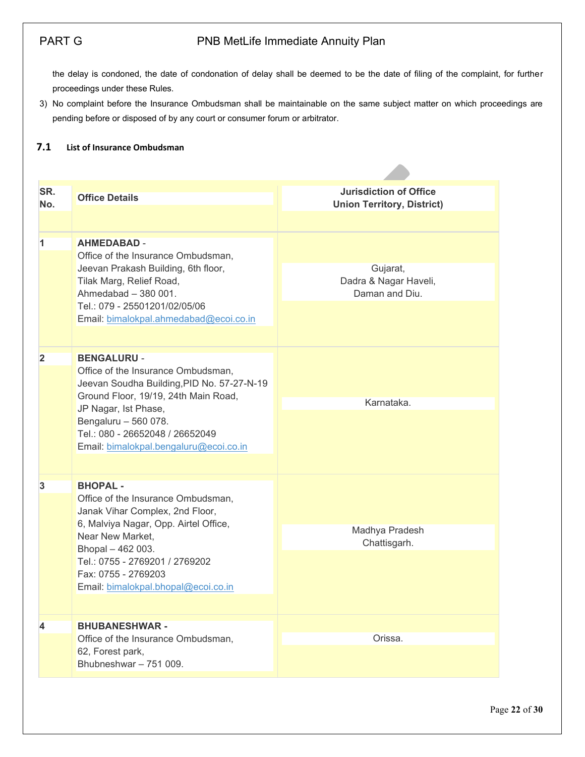the delay is condoned, the date of condonation of delay shall be deemed to be the date of filing of the complaint, for further proceedings under these Rules.

3) No complaint before the Insurance Ombudsman shall be maintainable on the same subject matter on which proceedings are pending before or disposed of by any court or consumer forum or arbitrator.

### 7.1 List of Insurance Ombudsman

| SR. No. | Office Details | Jurisdiction of Office Union Territory, District) |
|---|---|---|
| 1 | **AHMEDABAD** - Office of the Insurance Ombudsman, Jeevan Prakash Building, 6th floor, Tilak Marg, Relief Road, Ahmedabad – 380 001. Tel.: 079 - 25501201/02/05/06 Email: bimalokpal.ahmedabad@ecoi.co.in | Gujarat, Dadra & Nagar Haveli, Daman and Diu. |
| 2 | **BENGALURU** - Office of the Insurance Ombudsman, Jeevan Soudha Building,PID No. 57-27-N-19 Ground Floor, 19/19, 24th Main Road, JP Nagar, Ist Phase, Bengaluru – 560 078. Tel.: 080 - 26652048 / 26652049 Email: bimalokpal.bengaluru@ecoi.co.in | Karnataka. |
| 3 | **BHOPAL -** Office of the Insurance Ombudsman, Janak Vihar Complex, 2nd Floor, 6, Malviya Nagar, Opp. Airtel Office, Near New Market, Bhopal – 462 003. Tel.: 0755 - 2769201 / 2769202 Fax: 0755 - 2769203 Email: bimalokpal.bhopal@ecoi.co.in | Madhya Pradesh Chattisgarh. |
| 4 | **BHUBANESHWAR -** Office of the Insurance Ombudsman, 62, Forest park, Bhubneshwar – 751 009. | Orissa. |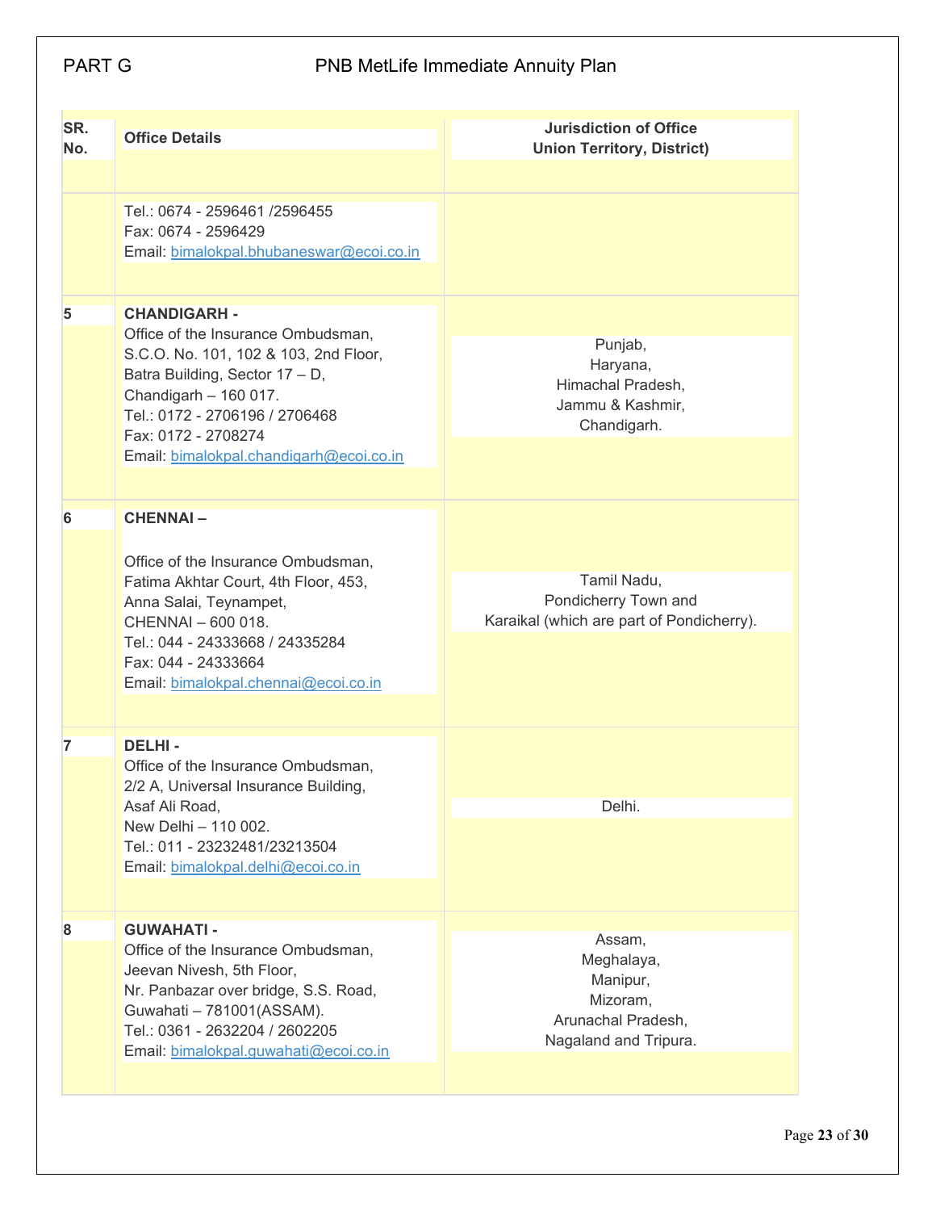| SR. No. | Office Details | Jurisdiction of Office Union Territory, District) |
|---|---|---|
| | Tel.: 0674 - 2596461 /2596455<br>Fax: 0674 - 2596429<br>Email: bimalokpal.bhubaneswar@ecoi.co.in | |
| 5 | **CHANDIGARH -**<br>Office of the Insurance Ombudsman,<br>S.C.O. No. 101, 102 & 103, 2nd Floor,<br>Batra Building, Sector 17 – D,<br>Chandigarh – 160 017.<br>Tel.: 0172 - 2706196 / 2706468<br>Fax: 0172 - 2708274<br>Email: bimalokpal.chandigarh@ecoi.co.in | Punjab,<br>Haryana,<br>Himachal Pradesh,<br>Jammu & Kashmir,<br>Chandigarh. |
| 6 | **CHENNAI –**<br><br>Office of the Insurance Ombudsman,<br>Fatima Akhtar Court, 4th Floor, 453,<br>Anna Salai, Teynampet,<br>CHENNAI – 600 018.<br>Tel.: 044 - 24333668 / 24335284<br>Fax: 044 - 24333664<br>Email: bimalokpal.chennai@ecoi.co.in | Tamil Nadu,<br>Pondicherry Town and<br>Karaikal (which are part of Pondicherry). |
| 7 | **DELHI -**<br>Office of the Insurance Ombudsman,<br>2/2 A, Universal Insurance Building,<br>Asaf Ali Road,<br>New Delhi – 110 002.<br>Tel.: 011 - 23232481/23213504<br>Email: bimalokpal.delhi@ecoi.co.in | Delhi. |
| 8 | **GUWAHATI -**<br>Office of the Insurance Ombudsman,<br>Jeevan Nivesh, 5th Floor,<br>Nr. Panbazar over bridge, S.S. Road,<br>Guwahati – 781001(ASSAM).<br>Tel.: 0361 - 2632204 / 2602205<br>Email: bimalokpal.guwahati@ecoi.co.in | Assam,<br>Meghalaya,<br>Manipur,<br>Mizoram,<br>Arunachal Pradesh,<br>Nagaland and Tripura. |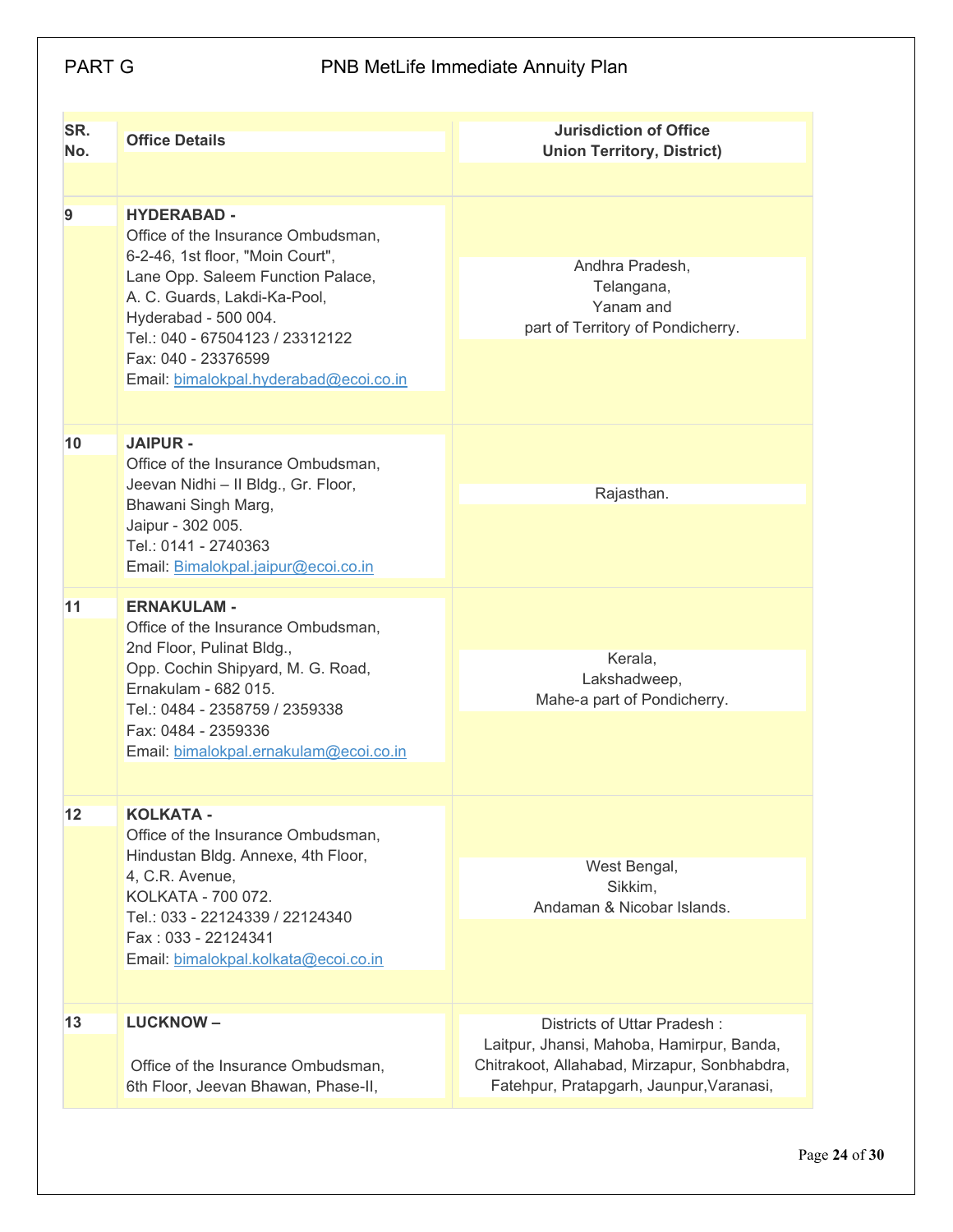| SR. No. | Office Details | Jurisdiction of Office Union Territory, District) |
|---|---|---|
| 9 | **HYDERABAD -** Office of the Insurance Ombudsman, 6-2-46, 1st floor, "Moin Court", Lane Opp. Saleem Function Palace, A. C. Guards, Lakdi-Ka-Pool, Hyderabad - 500 004. Tel.: 040 - 67504123 / 23312122 Fax: 040 - 23376599 Email: bimalokpal.hyderabad@ecoi.co.in | Andhra Pradesh, Telangana, Yanam and part of Territory of Pondicherry. |
| 10 | **JAIPUR -** Office of the Insurance Ombudsman, Jeevan Nidhi – II Bldg., Gr. Floor, Bhawani Singh Marg, Jaipur - 302 005. Tel.: 0141 - 2740363 Email: Bimalokpal.jaipur@ecoi.co.in | Rajasthan. |
| 11 | **ERNAKULAM -** Office of the Insurance Ombudsman, 2nd Floor, Pulinat Bldg., Opp. Cochin Shipyard, M. G. Road, Ernakulam - 682 015. Tel.: 0484 - 2358759 / 2359338 Fax: 0484 - 2359336 Email: bimalokpal.ernakulam@ecoi.co.in | Kerala, Lakshadweep, Mahe-a part of Pondicherry. |
| 12 | **KOLKATA -** Office of the Insurance Ombudsman, Hindustan Bldg. Annexe, 4th Floor, 4, C.R. Avenue, KOLKATA - 700 072. Tel.: 033 - 22124339 / 22124340 Fax : 033 - 22124341 Email: bimalokpal.kolkata@ecoi.co.in | West Bengal, Sikkim, Andaman & Nicobar Islands. |
| 13 | **LUCKNOW –** Office of the Insurance Ombudsman, 6th Floor, Jeevan Bhawan, Phase-II, | Districts of Uttar Pradesh : Laitpur, Jhansi, Mahoba, Hamirpur, Banda, Chitrakoot, Allahabad, Mirzapur, Sonbhabdra, Fatehpur, Pratapgarh, Jaunpur,Varanasi, |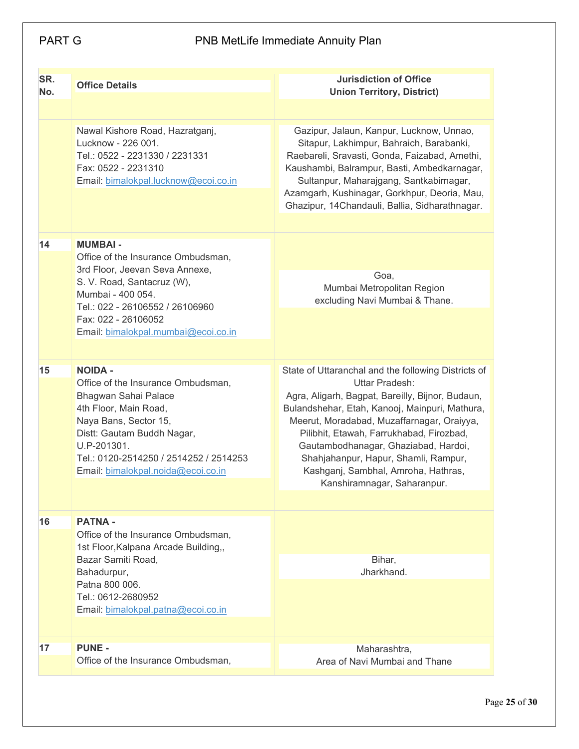| SR. No. | Office Details | Jurisdiction of Office Union Territory, District) |
|---|---|---|
| | Nawal Kishore Road, Hazratganj, Lucknow - 226 001. Tel.: 0522 - 2231330 / 2231331 Fax: 0522 - 2231310 Email: bimalokpal.lucknow@ecoi.co.in | Gazipur, Jalaun, Kanpur, Lucknow, Unnao, Sitapur, Lakhimpur, Bahraich, Barabanki, Raebareli, Sravasti, Gonda, Faizabad, Amethi, Kaushambi, Balrampur, Basti, Ambedkarnagar, Sultanpur, Maharajgang, Santkabirnagar, Azamgarh, Kushinagar, Gorkhpur, Deoria, Mau, Ghazipur, 14Chandauli, Ballia, Sidharathnagar. |
| 14 | **MUMBAI -** Office of the Insurance Ombudsman, 3rd Floor, Jeevan Seva Annexe, S. V. Road, Santacruz (W), Mumbai - 400 054. Tel.: 022 - 26106552 / 26106960 Fax: 022 - 26106052 Email: bimalokpal.mumbai@ecoi.co.in | Goa, Mumbai Metropolitan Region excluding Navi Mumbai & Thane. |
| 15 | **NOIDA -** Office of the Insurance Ombudsman, Bhagwan Sahai Palace 4th Floor, Main Road, Naya Bans, Sector 15, Distt: Gautam Buddh Nagar, U.P-201301. Tel.: 0120-2514250 / 2514252 / 2514253 Email: bimalokpal.noida@ecoi.co.in | State of Uttaranchal and the following Districts of Uttar Pradesh: Agra, Aligarh, Bagpat, Bareilly, Bijnor, Budaun, Bulandshehar, Etah, Kanooj, Mainpuri, Mathura, Meerut, Moradabad, Muzaffarnagar, Oraiyya, Pilibhit, Etawah, Farrukhabad, Firozbad, Gautambodhanagar, Ghaziabad, Hardoi, Shahjahanpur, Hapur, Shamli, Rampur, Kashganj, Sambhal, Amroha, Hathras, Kanshiramnagar, Saharanpur. |
| 16 | **PATNA -** Office of the Insurance Ombudsman, 1st Floor,Kalpana Arcade Building,, Bazar Samiti Road, Bahadurpur, Patna 800 006. Tel.: 0612-2680952 Email: bimalokpal.patna@ecoi.co.in | Bihar, Jharkhand. |
| 17 | **PUNE -** Office of the Insurance Ombudsman, | Maharashtra, Area of Navi Mumbai and Thane |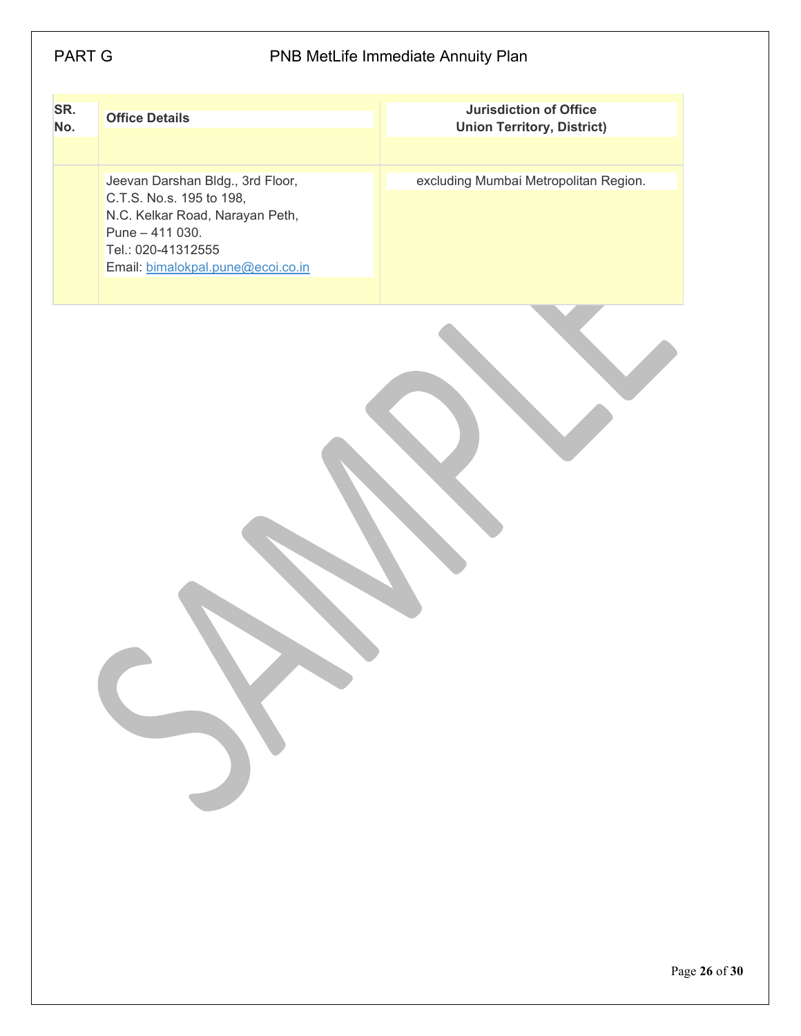| SR. No. | Office Details | Jurisdiction of Office Union Territory, District) |
|---|---|---|
| | Jeevan Darshan Bldg., 3rd Floor,<br>C.T.S. No.s. 195 to 198,<br>N.C. Kelkar Road, Narayan Peth,<br>Pune – 411 030.<br>Tel.: 020-41312555<br>Email: bimalokpal.pune@ecoi.co.in | excluding Mumbai Metropolitan Region. |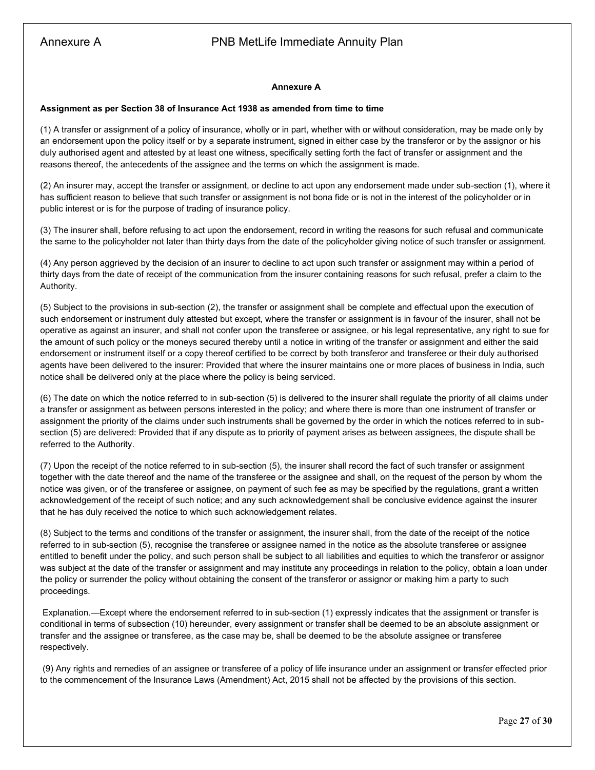## Annexure A

**Assignment as per Section 38 of Insurance Act 1938 as amended from time to time**

(1) A transfer or assignment of a policy of insurance, wholly or in part, whether with or without consideration, may be made only by an endorsement upon the policy itself or by a separate instrument, signed in either case by the transferor or by the assignor or his duly authorised agent and attested by at least one witness, specifically setting forth the fact of transfer or assignment and the reasons thereof, the antecedents of the assignee and the terms on which the assignment is made.

(2) An insurer may, accept the transfer or assignment, or decline to act upon any endorsement made under sub-section (1), where it has sufficient reason to believe that such transfer or assignment is not bona fide or is not in the interest of the policyholder or in public interest or is for the purpose of trading of insurance policy.

(3) The insurer shall, before refusing to act upon the endorsement, record in writing the reasons for such refusal and communicate the same to the policyholder not later than thirty days from the date of the policyholder giving notice of such transfer or assignment.

(4) Any person aggrieved by the decision of an insurer to decline to act upon such transfer or assignment may within a period of thirty days from the date of receipt of the communication from the insurer containing reasons for such refusal, prefer a claim to the Authority.

(5) Subject to the provisions in sub-section (2), the transfer or assignment shall be complete and effectual upon the execution of such endorsement or instrument duly attested but except, where the transfer or assignment is in favour of the insurer, shall not be operative as against an insurer, and shall not confer upon the transferee or assignee, or his legal representative, any right to sue for the amount of such policy or the moneys secured thereby until a notice in writing of the transfer or assignment and either the said endorsement or instrument itself or a copy thereof certified to be correct by both transferor and transferee or their duly authorised agents have been delivered to the insurer: Provided that where the insurer maintains one or more places of business in India, such notice shall be delivered only at the place where the policy is being serviced.

(6) The date on which the notice referred to in sub-section (5) is delivered to the insurer shall regulate the priority of all claims under a transfer or assignment as between persons interested in the policy; and where there is more than one instrument of transfer or assignment the priority of the claims under such instruments shall be governed by the order in which the notices referred to in sub-section (5) are delivered: Provided that if any dispute as to priority of payment arises as between assignees, the dispute shall be referred to the Authority.

(7) Upon the receipt of the notice referred to in sub-section (5), the insurer shall record the fact of such transfer or assignment together with the date thereof and the name of the transferee or the assignee and shall, on the request of the person by whom the notice was given, or of the transferee or assignee, on payment of such fee as may be specified by the regulations, grant a written acknowledgement of the receipt of such notice; and any such acknowledgement shall be conclusive evidence against the insurer that he has duly received the notice to which such acknowledgement relates.

(8) Subject to the terms and conditions of the transfer or assignment, the insurer shall, from the date of the receipt of the notice referred to in sub-section (5), recognise the transferee or assignee named in the notice as the absolute transferee or assignee entitled to benefit under the policy, and such person shall be subject to all liabilities and equities to which the transferor or assignor was subject at the date of the transfer or assignment and may institute any proceedings in relation to the policy, obtain a loan under the policy or surrender the policy without obtaining the consent of the transferor or assignor or making him a party to such proceedings.

Explanation.—Except where the endorsement referred to in sub-section (1) expressly indicates that the assignment or transfer is conditional in terms of subsection (10) hereunder, every assignment or transfer shall be deemed to be an absolute assignment or transfer and the assignee or transferee, as the case may be, shall be deemed to be the absolute assignee or transferee respectively.

(9) Any rights and remedies of an assignee or transferee of a policy of life insurance under an assignment or transfer effected prior to the commencement of the Insurance Laws (Amendment) Act, 2015 shall not be affected by the provisions of this section.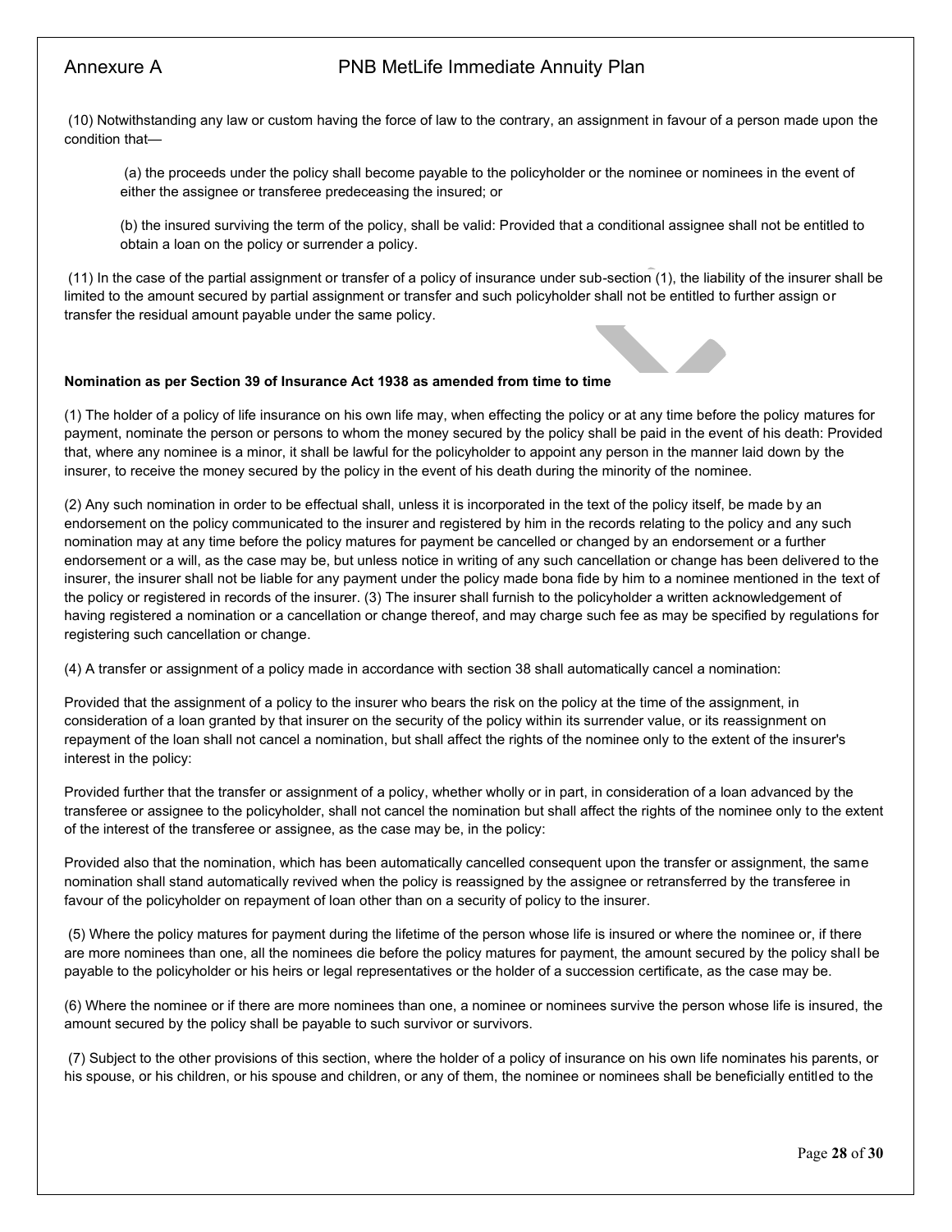(10) Notwithstanding any law or custom having the force of law to the contrary, an assignment in favour of a person made upon the condition that—

(a) the proceeds under the policy shall become payable to the policyholder or the nominee or nominees in the event of either the assignee or transferee predeceasing the insured; or

(b) the insured surviving the term of the policy, shall be valid: Provided that a conditional assignee shall not be entitled to obtain a loan on the policy or surrender a policy.

(11) In the case of the partial assignment or transfer of a policy of insurance under sub-section (1), the liability of the insurer shall be limited to the amount secured by partial assignment or transfer and such policyholder shall not be entitled to further assign or transfer the residual amount payable under the same policy.

**Nomination as per Section 39 of Insurance Act 1938 as amended from time to time**

(1) The holder of a policy of life insurance on his own life may, when effecting the policy or at any time before the policy matures for payment, nominate the person or persons to whom the money secured by the policy shall be paid in the event of his death: Provided that, where any nominee is a minor, it shall be lawful for the policyholder to appoint any person in the manner laid down by the insurer, to receive the money secured by the policy in the event of his death during the minority of the nominee.

(2) Any such nomination in order to be effectual shall, unless it is incorporated in the text of the policy itself, be made by an endorsement on the policy communicated to the insurer and registered by him in the records relating to the policy and any such nomination may at any time before the policy matures for payment be cancelled or changed by an endorsement or a further endorsement or a will, as the case may be, but unless notice in writing of any such cancellation or change has been delivered to the insurer, the insurer shall not be liable for any payment under the policy made bona fide by him to a nominee mentioned in the text of the policy or registered in records of the insurer. (3) The insurer shall furnish to the policyholder a written acknowledgement of having registered a nomination or a cancellation or change thereof, and may charge such fee as may be specified by regulations for registering such cancellation or change.

(4) A transfer or assignment of a policy made in accordance with section 38 shall automatically cancel a nomination:

Provided that the assignment of a policy to the insurer who bears the risk on the policy at the time of the assignment, in consideration of a loan granted by that insurer on the security of the policy within its surrender value, or its reassignment on repayment of the loan shall not cancel a nomination, but shall affect the rights of the nominee only to the extent of the insurer's interest in the policy:

Provided further that the transfer or assignment of a policy, whether wholly or in part, in consideration of a loan advanced by the transferee or assignee to the policyholder, shall not cancel the nomination but shall affect the rights of the nominee only to the extent of the interest of the transferee or assignee, as the case may be, in the policy:

Provided also that the nomination, which has been automatically cancelled consequent upon the transfer or assignment, the same nomination shall stand automatically revived when the policy is reassigned by the assignee or retransferred by the transferee in favour of the policyholder on repayment of loan other than on a security of policy to the insurer.

(5) Where the policy matures for payment during the lifetime of the person whose life is insured or where the nominee or, if there are more nominees than one, all the nominees die before the policy matures for payment, the amount secured by the policy shall be payable to the policyholder or his heirs or legal representatives or the holder of a succession certificate, as the case may be.

(6) Where the nominee or if there are more nominees than one, a nominee or nominees survive the person whose life is insured, the amount secured by the policy shall be payable to such survivor or survivors.

(7) Subject to the other provisions of this section, where the holder of a policy of insurance on his own life nominates his parents, or his spouse, or his children, or his spouse and children, or any of them, the nominee or nominees shall be beneficially entitled to the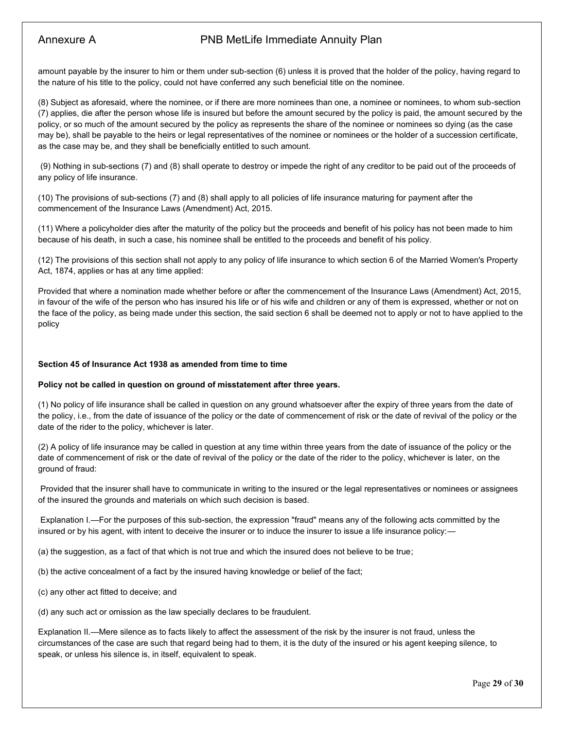amount payable by the insurer to him or them under sub-section (6) unless it is proved that the holder of the policy, having regard to the nature of his title to the policy, could not have conferred any such beneficial title on the nominee.

(8) Subject as aforesaid, where the nominee, or if there are more nominees than one, a nominee or nominees, to whom sub-section (7) applies, die after the person whose life is insured but before the amount secured by the policy is paid, the amount secured by the policy, or so much of the amount secured by the policy as represents the share of the nominee or nominees so dying (as the case may be), shall be payable to the heirs or legal representatives of the nominee or nominees or the holder of a succession certificate, as the case may be, and they shall be beneficially entitled to such amount.

(9) Nothing in sub-sections (7) and (8) shall operate to destroy or impede the right of any creditor to be paid out of the proceeds of any policy of life insurance.

(10) The provisions of sub-sections (7) and (8) shall apply to all policies of life insurance maturing for payment after the commencement of the Insurance Laws (Amendment) Act, 2015.

(11) Where a policyholder dies after the maturity of the policy but the proceeds and benefit of his policy has not been made to him because of his death, in such a case, his nominee shall be entitled to the proceeds and benefit of his policy.

(12) The provisions of this section shall not apply to any policy of life insurance to which section 6 of the Married Women's Property Act, 1874, applies or has at any time applied:

Provided that where a nomination made whether before or after the commencement of the Insurance Laws (Amendment) Act, 2015, in favour of the wife of the person who has insured his life or of his wife and children or any of them is expressed, whether or not on the face of the policy, as being made under this section, the said section 6 shall be deemed not to apply or not to have applied to the policy

**Section 45 of Insurance Act 1938 as amended from time to time**

**Policy not be called in question on ground of misstatement after three years.**

(1) No policy of life insurance shall be called in question on any ground whatsoever after the expiry of three years from the date of the policy, i.e., from the date of issuance of the policy or the date of commencement of risk or the date of revival of the policy or the date of the rider to the policy, whichever is later.

(2) A policy of life insurance may be called in question at any time within three years from the date of issuance of the policy or the date of commencement of risk or the date of revival of the policy or the date of the rider to the policy, whichever is later, on the ground of fraud:

Provided that the insurer shall have to communicate in writing to the insured or the legal representatives or nominees or assignees of the insured the grounds and materials on which such decision is based.

Explanation I.—For the purposes of this sub-section, the expression "fraud" means any of the following acts committed by the insured or by his agent, with intent to deceive the insurer or to induce the insurer to issue a life insurance policy:—

(a) the suggestion, as a fact of that which is not true and which the insured does not believe to be true;

(b) the active concealment of a fact by the insured having knowledge or belief of the fact;

(c) any other act fitted to deceive; and

(d) any such act or omission as the law specially declares to be fraudulent.

Explanation II.—Mere silence as to facts likely to affect the assessment of the risk by the insurer is not fraud, unless the circumstances of the case are such that regard being had to them, it is the duty of the insured or his agent keeping silence, to speak, or unless his silence is, in itself, equivalent to speak.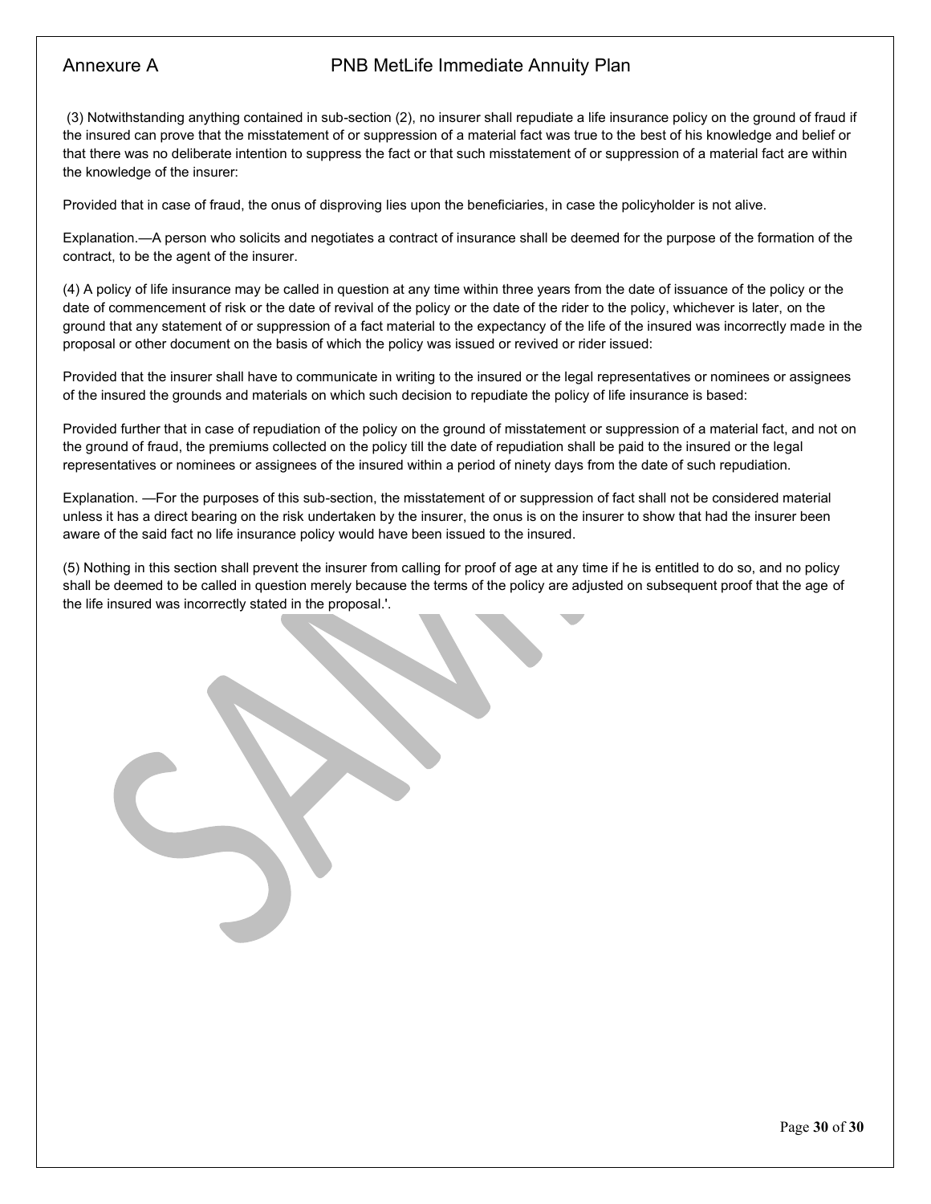(3) Notwithstanding anything contained in sub-section (2), no insurer shall repudiate a life insurance policy on the ground of fraud if the insured can prove that the misstatement of or suppression of a material fact was true to the best of his knowledge and belief or that there was no deliberate intention to suppress the fact or that such misstatement of or suppression of a material fact are within the knowledge of the insurer:

Provided that in case of fraud, the onus of disproving lies upon the beneficiaries, in case the policyholder is not alive.

Explanation.—A person who solicits and negotiates a contract of insurance shall be deemed for the purpose of the formation of the contract, to be the agent of the insurer.

(4) A policy of life insurance may be called in question at any time within three years from the date of issuance of the policy or the date of commencement of risk or the date of revival of the policy or the date of the rider to the policy, whichever is later, on the ground that any statement of or suppression of a fact material to the expectancy of the life of the insured was incorrectly made in the proposal or other document on the basis of which the policy was issued or revived or rider issued:

Provided that the insurer shall have to communicate in writing to the insured or the legal representatives or nominees or assignees of the insured the grounds and materials on which such decision to repudiate the policy of life insurance is based:

Provided further that in case of repudiation of the policy on the ground of misstatement or suppression of a material fact, and not on the ground of fraud, the premiums collected on the policy till the date of repudiation shall be paid to the insured or the legal representatives or nominees or assignees of the insured within a period of ninety days from the date of such repudiation.

Explanation. —For the purposes of this sub-section, the misstatement of or suppression of fact shall not be considered material unless it has a direct bearing on the risk undertaken by the insurer, the onus is on the insurer to show that had the insurer been aware of the said fact no life insurance policy would have been issued to the insured.

(5) Nothing in this section shall prevent the insurer from calling for proof of age at any time if he is entitled to do so, and no policy shall be deemed to be called in question merely because the terms of the policy are adjusted on subsequent proof that the age of the life insured was incorrectly stated in the proposal.'.